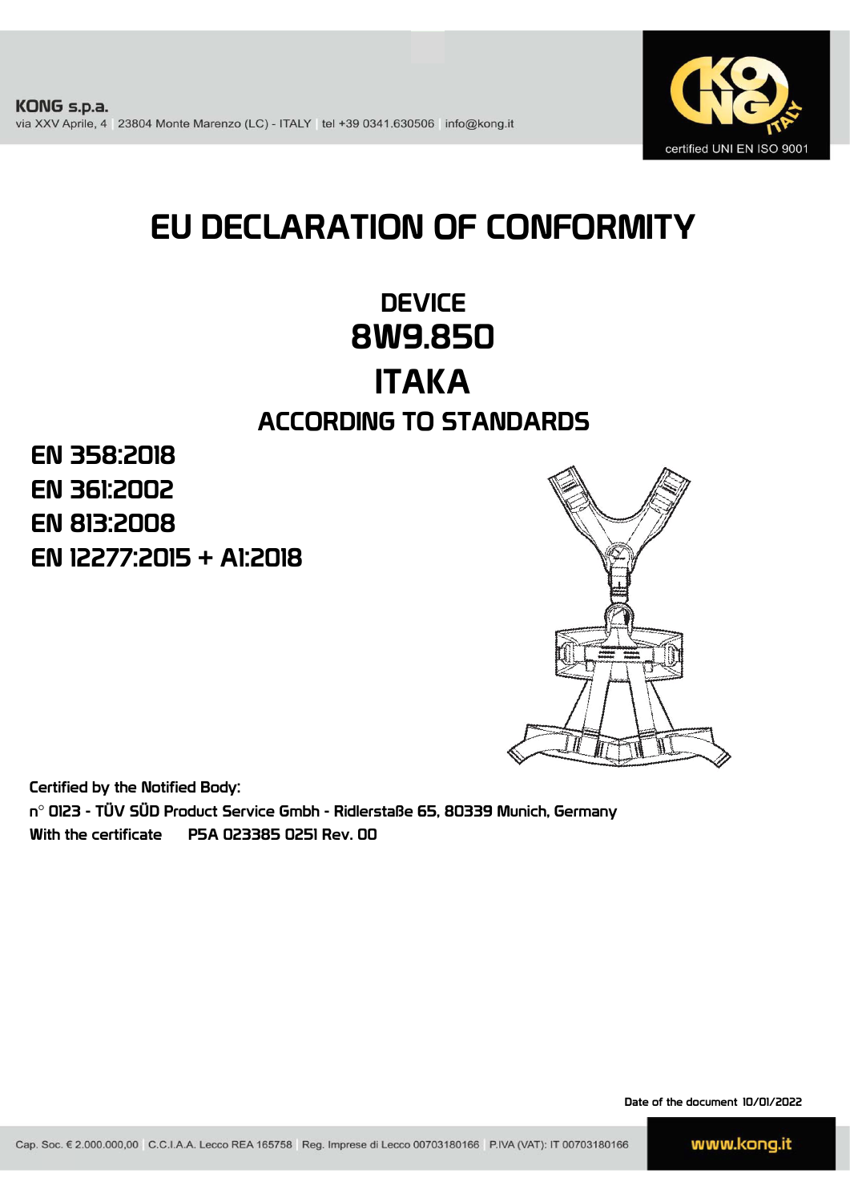KONG s.p.a.
via XXV Aprile, 4 | 23804 Monte Marenzo (LC) - ITALY | tel +39 0341.630506 | info@kong.it

certified UNI EN ISO 9001

# EU DECLARATION OF CONFORMITY

## DEVICE
## 8W9.850
## ITAKA

### ACCORDING TO STANDARDS

**EN 358:2018**
**EN 361:2002**
**EN 813:2008**
**EN 12277:2015 + A1:2018**

Certified by the Notified Body:
n° 0123 - TÜV SÜD Product Service Gmbh - Ridlerstaße 65, 80339 Munich, Germany
With the certificate P5A 023385 0251 Rev. 00

Date of the document 10/01/2022

Cap. Soc. € 2.000.000,00 | C.C.I.A.A. Lecco REA 165758 | Reg. Imprese di Lecco 00703180166 | P.IVA (VAT): IT 00703180166

www.kong.it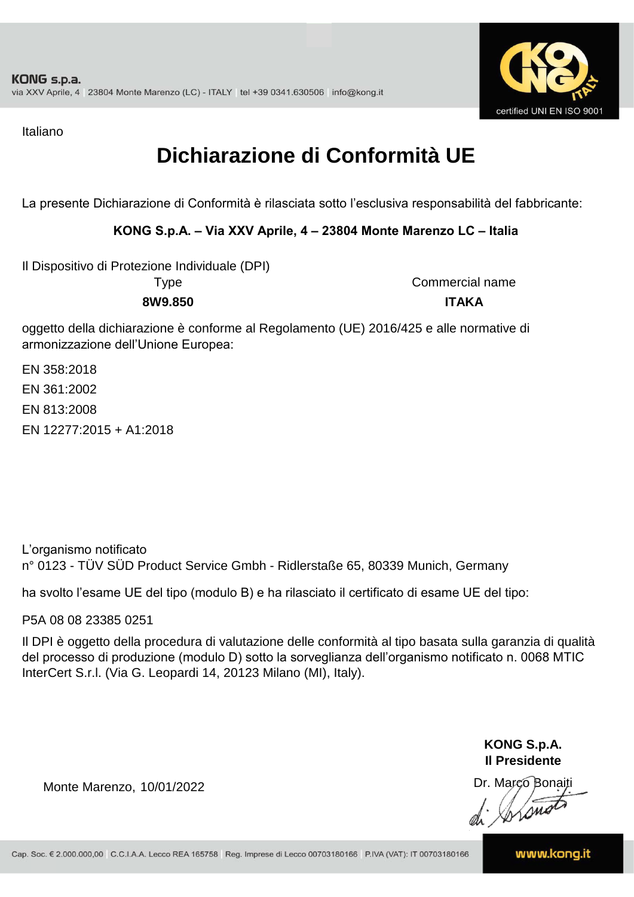Italiano

# Dichiarazione di Conformità UE

La presente Dichiarazione di Conformità è rilasciata sotto l'esclusiva responsabilità del fabbricante:

**KONG S.p.A. – Via XXV Aprile, 4 – 23804 Monte Marenzo LC – Italia**

Il Dispositivo di Protezione Individuale (DPI)

| Type | Commercial name |
| --- | --- |
| **8W9.850** | **ITAKA** |

oggetto della dichiarazione è conforme al Regolamento (UE) 2016/425 e alle normative di armonizzazione dell'Unione Europea:

EN 358:2018

EN 361:2002

EN 813:2008

EN 12277:2015 + A1:2018

L'organismo notificato
n° 0123 - TÜV SÜD Product Service Gmbh - Ridlerstaße 65, 80339 Munich, Germany

ha svolto l'esame UE del tipo (modulo B) e ha rilasciato il certificato di esame UE del tipo:

P5A 08 08 23385 0251

Il DPI è oggetto della procedura di valutazione delle conformità al tipo basata sulla garanzia di qualità del processo di produzione (modulo D) sotto la sorveglianza dell'organismo notificato n. 0068 MTIC InterCert S.r.l. (Via G. Leopardi 14, 20123 Milano (MI), Italy).

Monte Marenzo, 10/01/2022

**KONG S.p.A.**
**Il Presidente**
Dr. Marco Bonaiti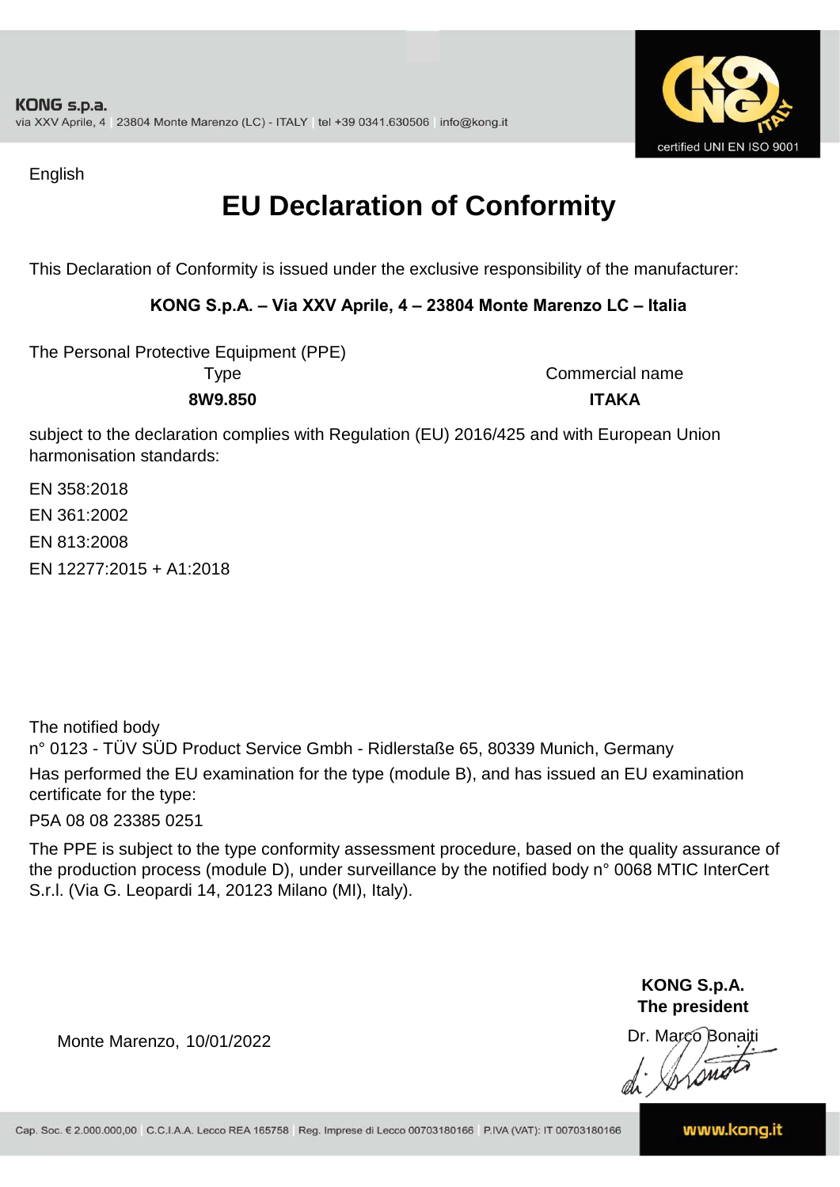English

# EU Declaration of Conformity

This Declaration of Conformity is issued under the exclusive responsibility of the manufacturer:

**KONG S.p.A. – Via XXV Aprile, 4 – 23804 Monte Marenzo LC – Italia**

The Personal Protective Equipment (PPE)

| Type | Commercial name |
| --- | --- |
| **8W9.850** | **ITAKA** |

subject to the declaration complies with Regulation (EU) 2016/425 and with European Union harmonisation standards:

EN 358:2018

EN 361:2002

EN 813:2008

EN 12277:2015 + A1:2018

The notified body
n° 0123 - TÜV SÜD Product Service Gmbh - Ridlerstaße 65, 80339 Munich, Germany

Has performed the EU examination for the type (module B), and has issued an EU examination certificate for the type:

P5A 08 08 23385 0251

The PPE is subject to the type conformity assessment procedure, based on the quality assurance of the production process (module D), under surveillance by the notified body n° 0068 MTIC InterCert S.r.l. (Via G. Leopardi 14, 20123 Milano (MI), Italy).

**KONG S.p.A.**
**The president**

Dr. Marco Bonaiti

Monte Marenzo, 10/01/2022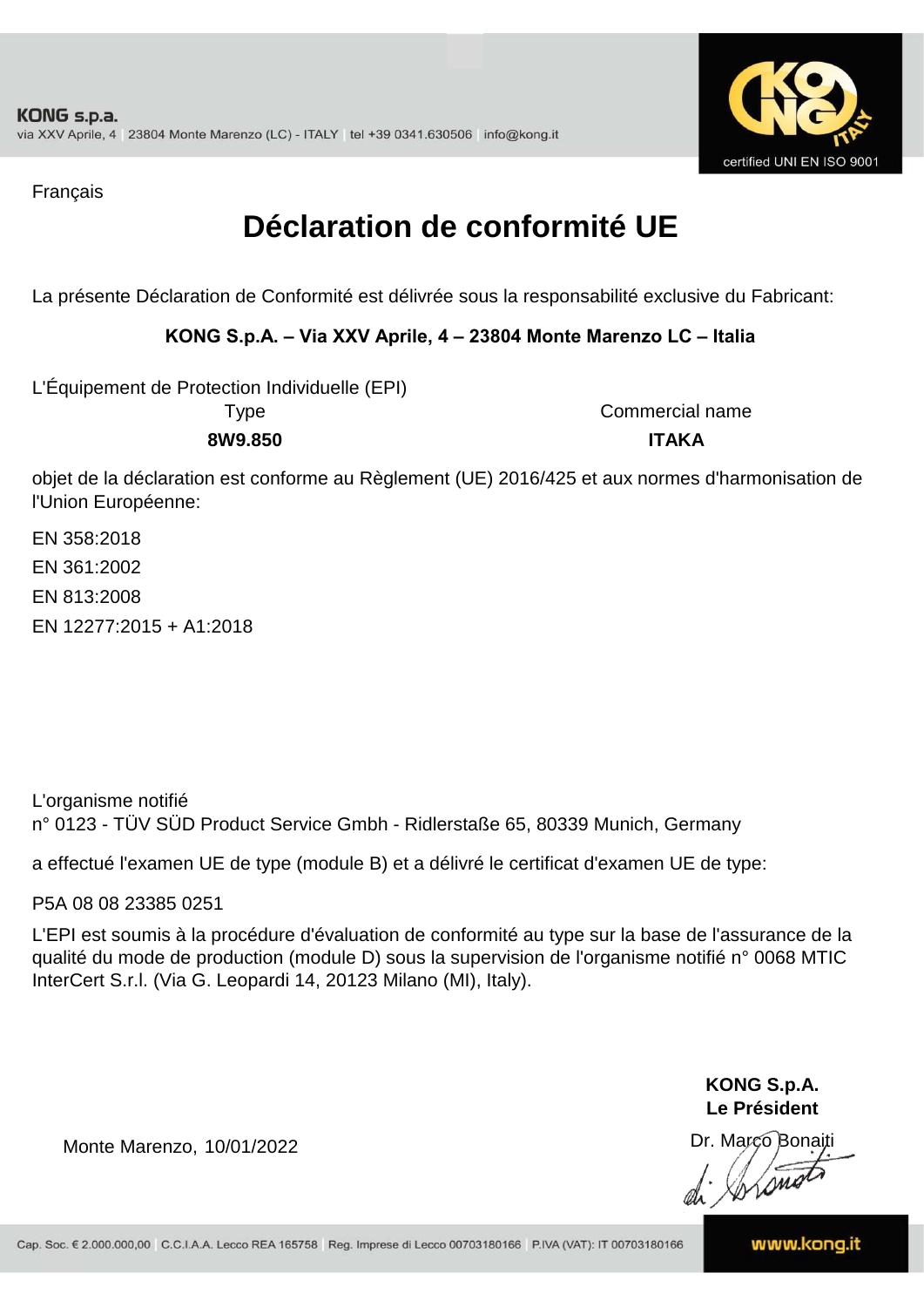Français

# Déclaration de conformité UE

La présente Déclaration de Conformité est délivrée sous la responsabilité exclusive du Fabricant:

**KONG S.p.A. – Via XXV Aprile, 4 – 23804 Monte Marenzo LC – Italia**

L'Équipement de Protection Individuelle (EPI)

| Type | Commercial name |
|---|---|
| **8W9.850** | **ITAKA** |

objet de la déclaration est conforme au Règlement (UE) 2016/425 et aux normes d'harmonisation de l'Union Européenne:

EN 358:2018

EN 361:2002

EN 813:2008

EN 12277:2015 + A1:2018

L'organisme notifié
n° 0123 - TÜV SÜD Product Service Gmbh - Ridlerstaße 65, 80339 Munich, Germany

a effectué l'examen UE de type (module B) et a délivré le certificat d'examen UE de type:

P5A 08 08 23385 0251

L'EPI est soumis à la procédure d'évaluation de conformité au type sur la base de l'assurance de la qualité du mode de production (module D) sous la supervision de l'organisme notifié n° 0068 MTIC InterCert S.r.l. (Via G. Leopardi 14, 20123 Milano (MI), Italy).

**KONG S.p.A.**
**Le Président**

Monte Marenzo, 10/01/2022

Dr. Marco Bonaiti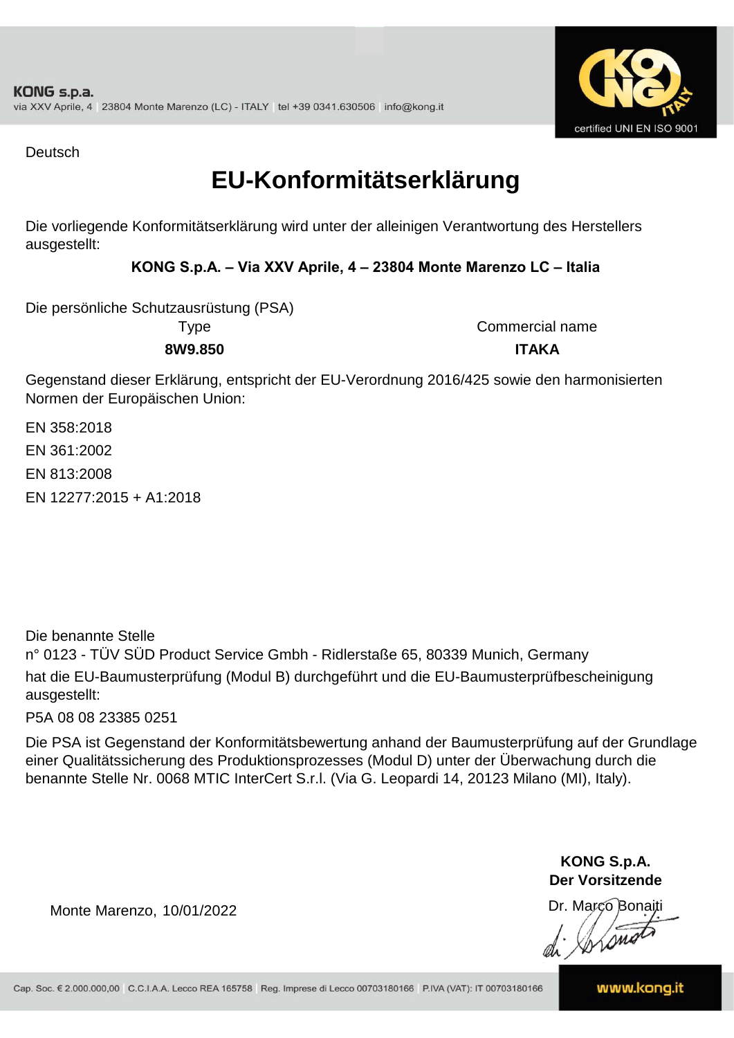Deutsch

# EU-Konformitätserklärung

Die vorliegende Konformitätserklärung wird unter der alleinigen Verantwortung des Herstellers ausgestellt:

**KONG S.p.A. – Via XXV Aprile, 4 – 23804 Monte Marenzo LC – Italia**

Die persönliche Schutzausrüstung (PSA)

| Type | Commercial name |
|---|---|
| **8W9.850** | **ITAKA** |

Gegenstand dieser Erklärung, entspricht der EU-Verordnung 2016/425 sowie den harmonisierten Normen der Europäischen Union:

EN 358:2018

EN 361:2002

EN 813:2008

EN 12277:2015 + A1:2018

Die benannte Stelle
n° 0123 - TÜV SÜD Product Service Gmbh - Ridlerstaße 65, 80339 Munich, Germany
hat die EU-Baumusterprüfung (Modul B) durchgeführt und die EU-Baumusterprüfbescheinigung ausgestellt:

P5A 08 08 23385 0251

Die PSA ist Gegenstand der Konformitätsbewertung anhand der Baumusterprüfung auf der Grundlage einer Qualitätssicherung des Produktionsprozesses (Modul D) unter der Überwachung durch die benannte Stelle Nr. 0068 MTIC InterCert S.r.l. (Via G. Leopardi 14, 20123 Milano (MI), Italy).

Monte Marenzo, 10/01/2022

**KONG S.p.A.**
**Der Vorsitzende**
Dr. Marco Bonaiti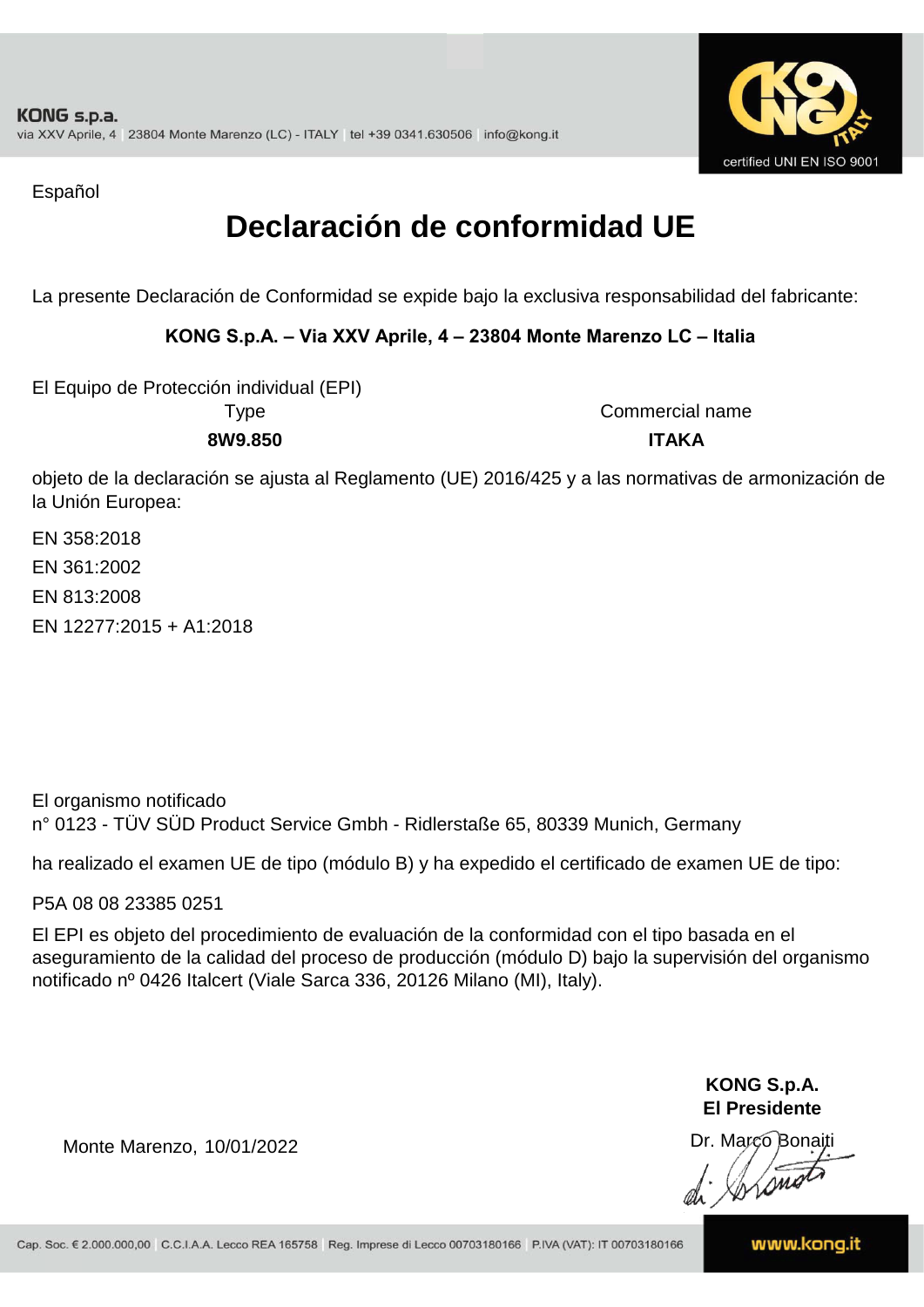Español

# Declaración de conformidad UE

La presente Declaración de Conformidad se expide bajo la exclusiva responsabilidad del fabricante:

**KONG S.p.A. – Via XXV Aprile, 4 – 23804 Monte Marenzo LC – Italia**

El Equipo de Protección individual (EPI)

| Type | Commercial name |
| --- | --- |
| **8W9.850** | **ITAKA** |

objeto de la declaración se ajusta al Reglamento (UE) 2016/425 y a las normativas de armonización de la Unión Europea:

EN 358:2018

EN 361:2002

EN 813:2008

EN 12277:2015 + A1:2018

El organismo notificado
n° 0123 - TÜV SÜD Product Service Gmbh - Ridlerstaße 65, 80339 Munich, Germany

ha realizado el examen UE de tipo (módulo B) y ha expedido el certificado de examen UE de tipo:

P5A 08 08 23385 0251

El EPI es objeto del procedimiento de evaluación de la conformidad con el tipo basada en el aseguramiento de la calidad del proceso de producción (módulo D) bajo la supervisión del organismo notificado nº 0426 Italcert (Viale Sarca 336, 20126 Milano (MI), Italy).

Monte Marenzo, 10/01/2022

**KONG S.p.A.**
**El Presidente**
Dr. Marco Bonaiti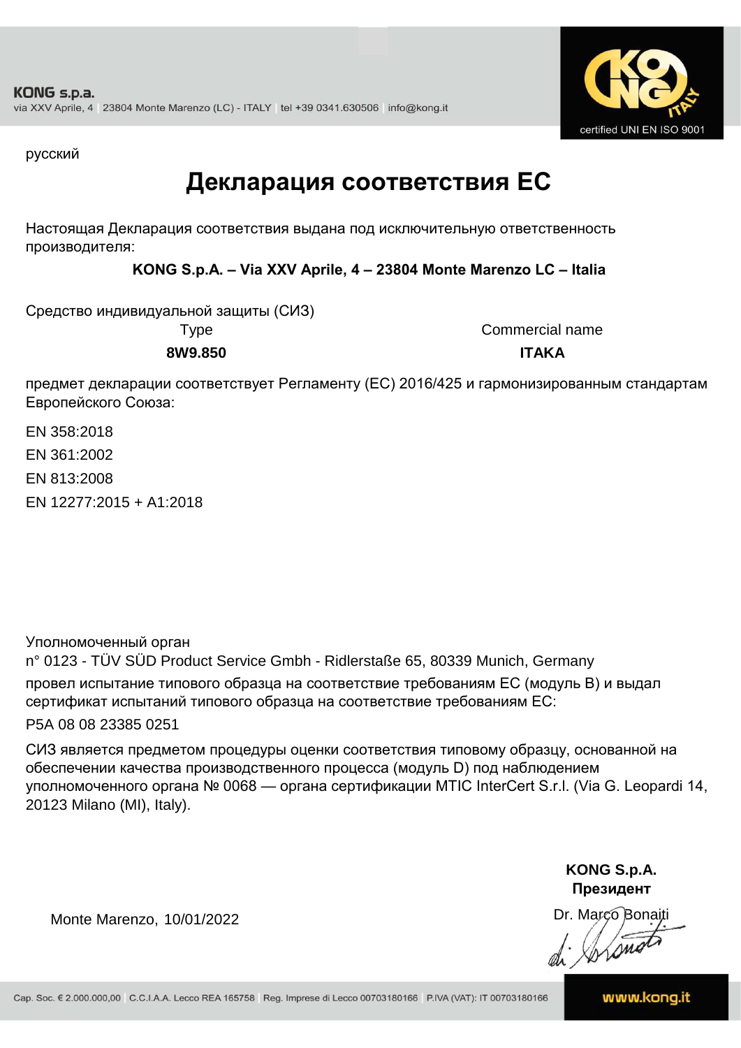KONG s.p.a.
via XXV Aprile, 4 | 23804 Monte Marenzo (LC) - ITALY | tel +39 0341.630506 | info@kong.it

certified UNI EN ISO 9001

русский

# Декларация соответствия ЕС

Настоящая Декларация соответствия выдана под исключительную ответственность производителя:

**KONG S.p.A. – Via XXV Aprile, 4 – 23804 Monte Marenzo LC – Italia**

Средство индивидуальной защиты (СИЗ)

| Type | Commercial name |
|---|---|
| **8W9.850** | **ITAKA** |

предмет декларации соответствует Регламенту (ЕС) 2016/425 и гармонизированным стандартам Европейского Союза:

EN 358:2018

EN 361:2002

EN 813:2008

EN 12277:2015 + A1:2018

Уполномоченный орган
n° 0123 - TÜV SÜD Product Service Gmbh - Ridlerstaße 65, 80339 Munich, Germany
провел испытание типового образца на соответствие требованиям ЕС (модуль B) и выдал сертификат испытаний типового образца на соответствие требованиям ЕС:

P5A 08 08 23385 0251

СИЗ является предметом процедуры оценки соответствия типовому образцу, основанной на обеспечении качества производственного процесса (модуль D) под наблюдением уполномоченного органа № 0068 — органа сертификации MTIC InterCert S.r.l. (Via G. Leopardi 14, 20123 Milano (MI), Italy).

Monte Marenzo, 10/01/2022

**KONG S.p.A.**
**Президент**
Dr. Marco Bonaiti

Cap. Soc. € 2.000.000,00 | C.C.I.A.A. Lecco REA 165758 | Reg. Imprese di Lecco 00703180166 | P.IVA (VAT): IT 00703180166

www.kong.it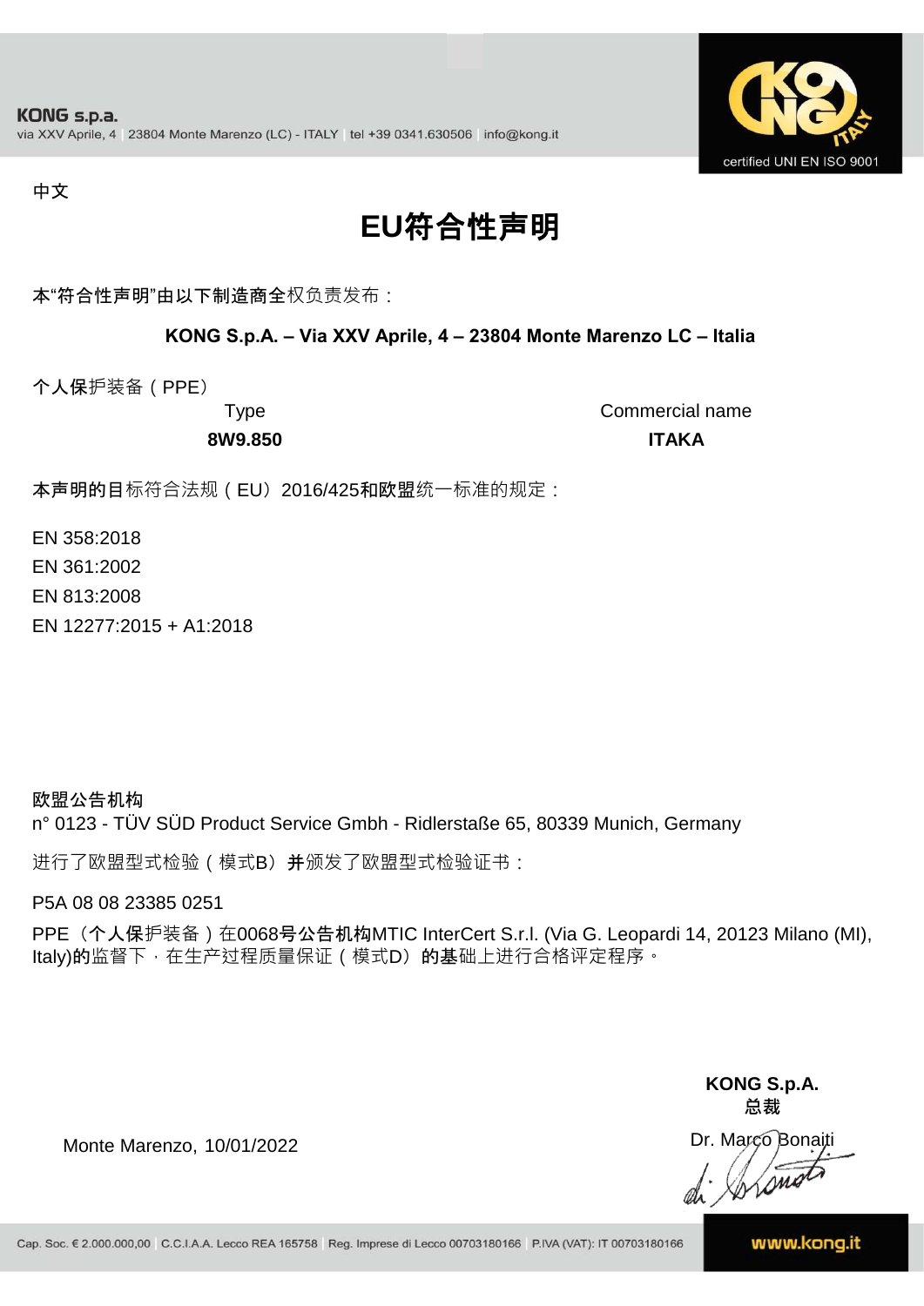中文

# EU符合性声明

本“符合性声明”由以下制造商全权负责发布：

**KONG S.p.A. – Via XXV Aprile, 4 – 23804 Monte Marenzo LC – Italia**

个人保护装备（PPE）

| Type | Commercial name |
| --- | --- |
| **8W9.850** | **ITAKA** |

本声明的目标符合法规（EU）2016/425和欧盟统一标准的规定：

EN 358:2018
EN 361:2002
EN 813:2008
EN 12277:2015 + A1:2018

**欧盟公告机构**
n° 0123 - TÜV SÜD Product Service Gmbh - Ridlerstaße 65, 80339 Munich, Germany

进行了欧盟型式检验（模式B）并颁发了欧盟型式检验证书：

P5A 08 08 23385 0251

PPE（个人保护装备）在0068号公告机构MTIC InterCert S.r.l. (Via G. Leopardi 14, 20123 Milano (MI), Italy)的监督下，在生产过程质量保证（模式D）的基础上进行合格评定程序。

Monte Marenzo, 10/01/2022

**KONG S.p.A.**
**总裁**
Dr. Marco Bonaiti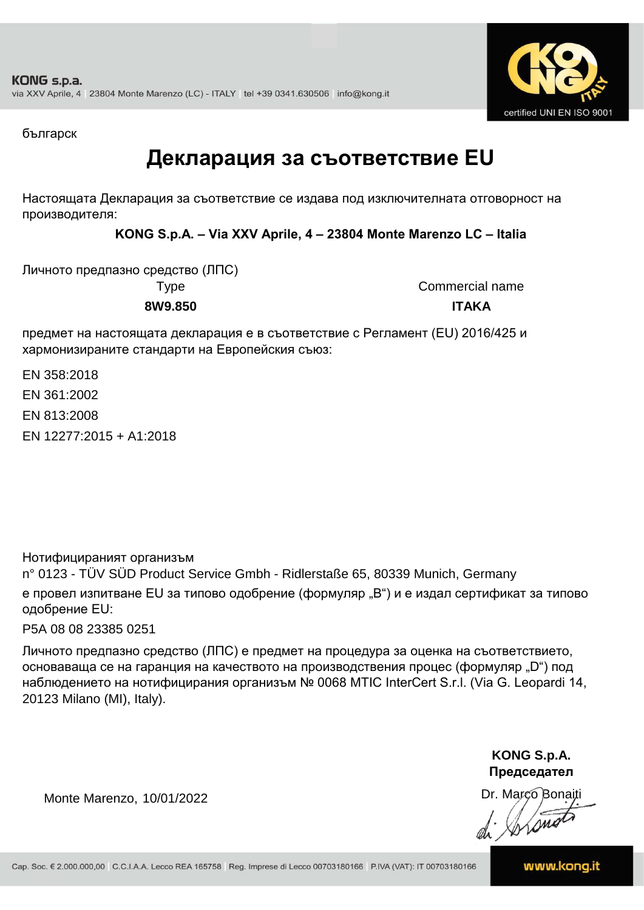български

# Декларация за съответствие EU

Настоящата Декларация за съответствие се издава под изключителната отговорност на производителя:

**KONG S.p.A. – Via XXV Aprile, 4 – 23804 Monte Marenzo LC – Italia**

Личното предпазно средство (ЛПС)

| Type | Commercial name |
|---|---|
| **8W9.850** | **ITAKA** |

предмет на настоящата декларация е в съответствие с Регламент (EU) 2016/425 и хармонизираните стандарти на Европейския съюз:

EN 358:2018

EN 361:2002

EN 813:2008

EN 12277:2015 + A1:2018

Нотифицираният организъм
n° 0123 - TÜV SÜD Product Service Gmbh - Ridlerstaße 65, 80339 Munich, Germany
е провел изпитване EU за типово одобрение (формуляр „B“) и е издал сертификат за типово одобрение EU:

P5A 08 08 23385 0251

Личното предпазно средство (ЛПС) е предмет на процедура за оценка на съответствието, основаваща се на гаранция на качеството на производствения процес (формуляр „D“) под наблюдението на нотифицирания организъм № 0068 MTIC InterCert S.r.l. (Via G. Leopardi 14, 20123 Milano (MI), Italy).

Monte Marenzo, 10/01/2022

**KONG S.p.A.**
**Председател**
Dr. Marco Bonaiti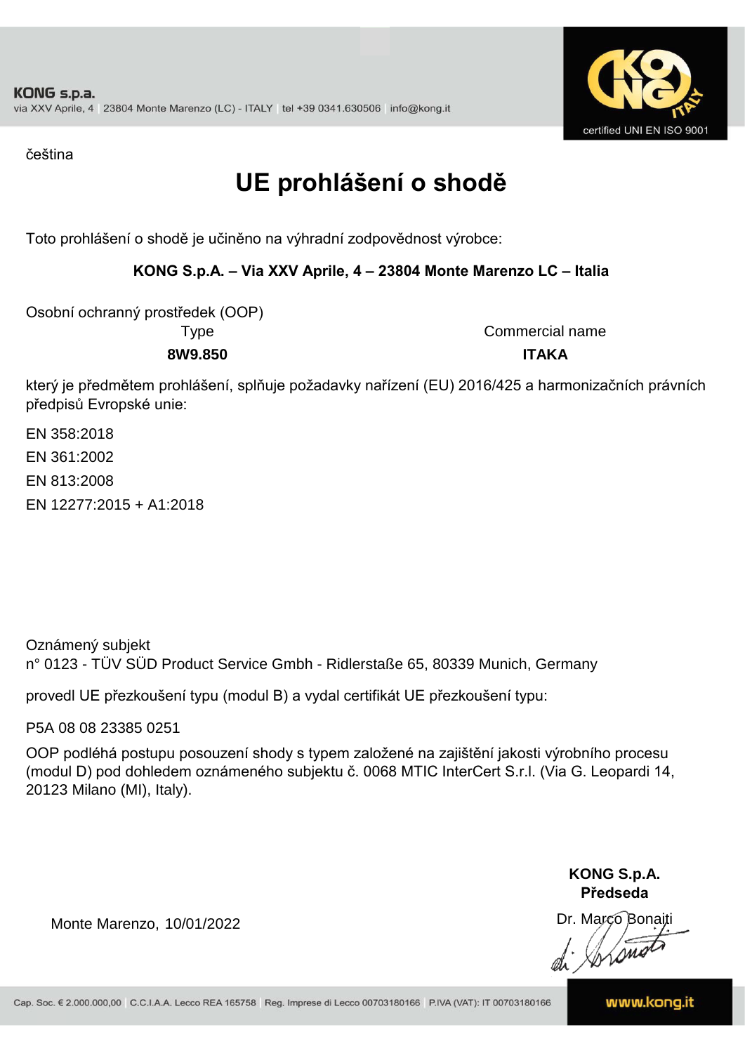KONG s.p.a.
via XXV Aprile, 4 | 23804 Monte Marenzo (LC) - ITALY | tel +39 0341.630506 | info@kong.it

certified UNI EN ISO 9001

čeština

# UE prohlášení o shodě

Toto prohlášení o shodě je učiněno na výhradní zodpovědnost výrobce:

**KONG S.p.A. – Via XXV Aprile, 4 – 23804 Monte Marenzo LC – Italia**

Osobní ochranný prostředek (OOP)

| Type | Commercial name |
|---|---|
| **8W9.850** | **ITAKA** |

který je předmětem prohlášení, splňuje požadavky nařízení (EU) 2016/425 a harmonizačních právních předpisů Evropské unie:

EN 358:2018

EN 361:2002

EN 813:2008

EN 12277:2015 + A1:2018

Oznámený subjekt
n° 0123 - TÜV SÜD Product Service Gmbh - Ridlerstaße 65, 80339 Munich, Germany

provedl UE přezkoušení typu (modul B) a vydal certifikát UE přezkoušení typu:

P5A 08 08 23385 0251

OOP podléhá postupu posouzení shody s typem založené na zajištění jakosti výrobního procesu (modul D) pod dohledem oznámeného subjektu č. 0068 MTIC InterCert S.r.l. (Via G. Leopardi 14, 20123 Milano (MI), Italy).

Monte Marenzo, 10/01/2022

**KONG S.p.A.**
**Předseda**
Dr. Marco Bonaiti

Cap. Soc. € 2.000.000,00 | C.C.I.A.A. Lecco REA 165758 | Reg. Imprese di Lecco 00703180166 | P.IVA (VAT): IT 00703180166 | www.kong.it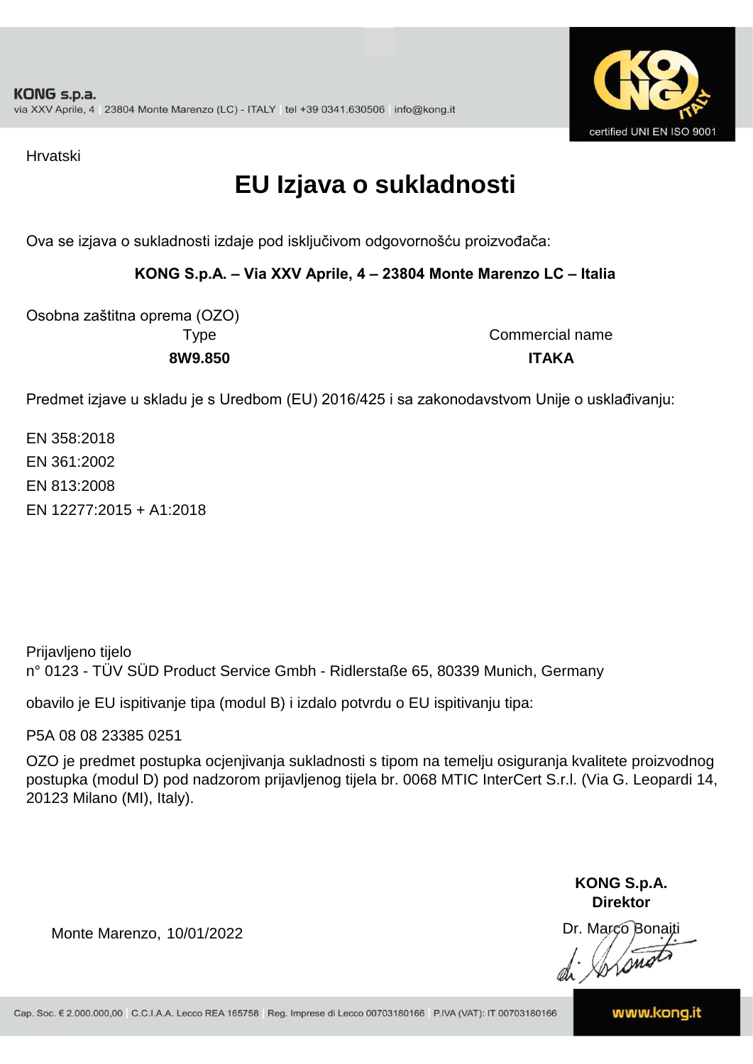KONG s.p.a.
via XXV Aprile, 4 | 23804 Monte Marenzo (LC) - ITALY | tel +39 0341.630506 | info@kong.it

certified UNI EN ISO 9001

Hrvatski

# EU Izjava o sukladnosti

Ova se izjava o sukladnosti izdaje pod isključivom odgovornošću proizvođača:

**KONG S.p.A. – Via XXV Aprile, 4 – 23804 Monte Marenzo LC – Italia**

Osobna zaštitna oprema (OZO)

| Type | Commercial name |
|---|---|
| **8W9.850** | **ITAKA** |

Predmet izjave u skladu je s Uredbom (EU) 2016/425 i sa zakonodavstvom Unije o usklađivanju:

EN 358:2018
EN 361:2002
EN 813:2008
EN 12277:2015 + A1:2018

Prijavljeno tijelo
n° 0123 - TÜV SÜD Product Service Gmbh - Ridlerstaße 65, 80339 Munich, Germany

obavilo je EU ispitivanje tipa (modul B) i izdalo potvrdu o EU ispitivanju tipa:

P5A 08 08 23385 0251

OZO je predmet postupka ocjenjivanja sukladnosti s tipom na temelju osiguranja kvalitete proizvodnog postupka (modul D) pod nadzorom prijavljenog tijela br. 0068 MTIC InterCert S.r.l. (Via G. Leopardi 14, 20123 Milano (MI), Italy).

Monte Marenzo, 10/01/2022

**KONG S.p.A.**
**Direktor**
Dr. Marco Bonaiti

Cap. Soc. € 2.000.000,00 | C.C.I.A.A. Lecco REA 165758 | Reg. Imprese di Lecco 00703180166 | P.IVA (VAT): IT 00703180166

www.kong.it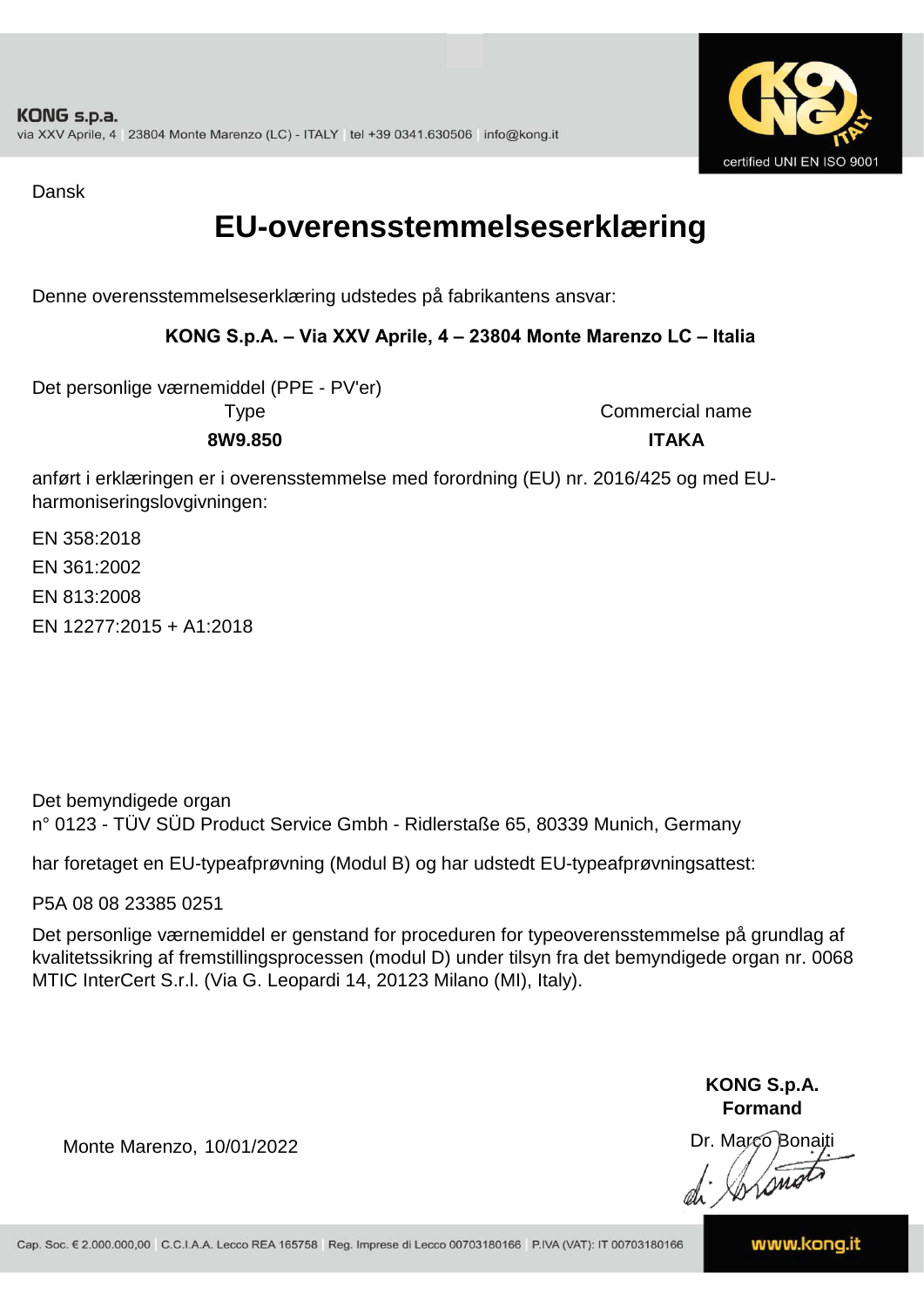**KONG s.p.a.**
via XXV Aprile, 4 | 23804 Monte Marenzo (LC) - ITALY | tel +39 0341.630506 | info@kong.it

certified UNI EN ISO 9001

Dansk

# EU-overensstemmelseserklæring

Denne overensstemmelseserklæring udstedes på fabrikantens ansvar:

**KONG S.p.A. – Via XXV Aprile, 4 – 23804 Monte Marenzo LC – Italia**

Det personlige værnemiddel (PPE - PV'er)

| Type | Commercial name |
|---|---|
| **8W9.850** | **ITAKA** |

anført i erklæringen er i overensstemmelse med forordning (EU) nr. 2016/425 og med EU-harmoniseringslovgivningen:

EN 358:2018
EN 361:2002
EN 813:2008
EN 12277:2015 + A1:2018

Det bemyndigede organ
n° 0123 - TÜV SÜD Product Service Gmbh - Ridlerstaße 65, 80339 Munich, Germany

har foretaget en EU-typeafprøvning (Modul B) og har udstedt EU-typeafprøvningsattest:

P5A 08 08 23385 0251

Det personlige værnemiddel er genstand for proceduren for typeoverensstemmelse på grundlag af kvalitetssikring af fremstillingsprocessen (modul D) under tilsyn fra det bemyndigede organ nr. 0068 MTIC InterCert S.r.l. (Via G. Leopardi 14, 20123 Milano (MI), Italy).

**KONG S.p.A.**
**Formand**

Monte Marenzo, 10/01/2022

Dr. Marco Bonaiti

Cap. Soc. € 2.000.000,00 | C.C.I.A.A. Lecco REA 165758 | Reg. Imprese di Lecco 00703180166 | P.IVA (VAT): IT 00703180166

www.kong.it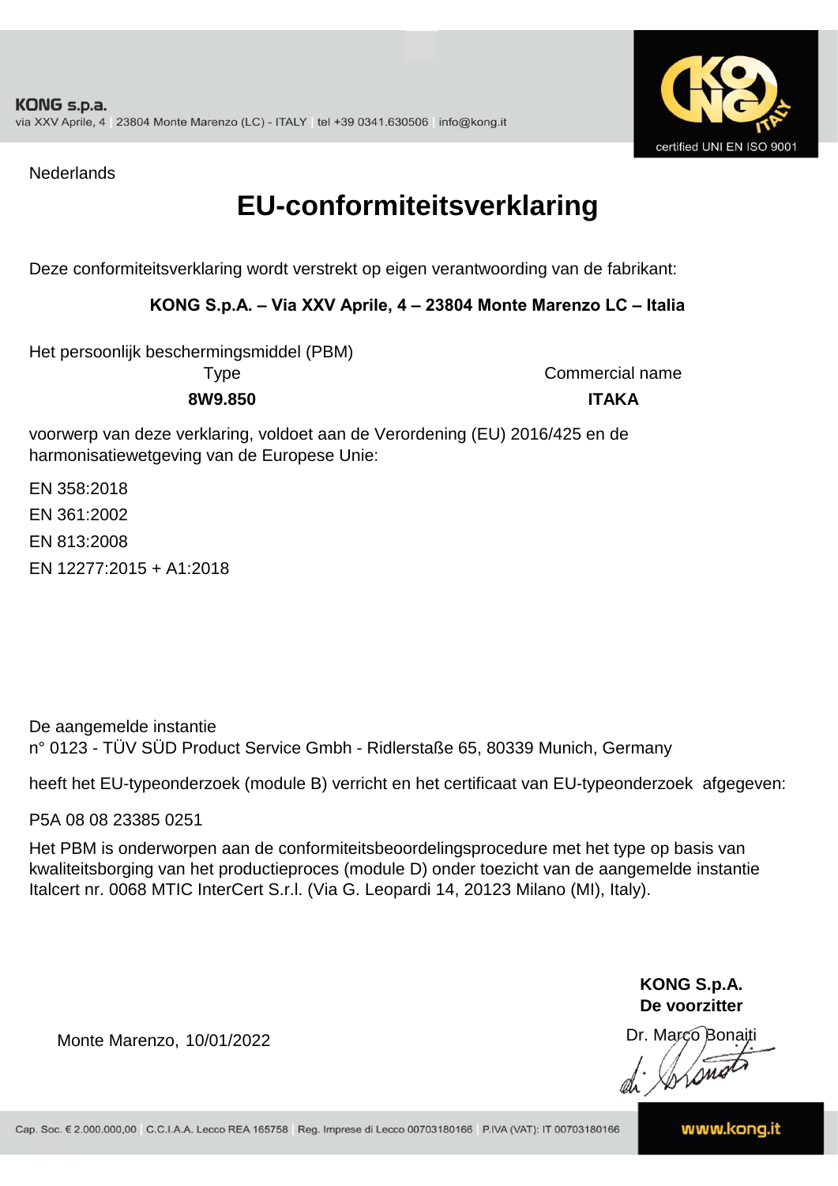KONG s.p.a.
via XXV Aprile, 4 | 23804 Monte Marenzo (LC) - ITALY | tel +39 0341.630506 | info@kong.it

certified UNI EN ISO 9001

Nederlands

# EU-conformiteitsverklaring

Deze conformiteitsverklaring wordt verstrekt op eigen verantwoording van de fabrikant:

**KONG S.p.A. – Via XXV Aprile, 4 – 23804 Monte Marenzo LC – Italia**

Het persoonlijk beschermingsmiddel (PBM)

| Type | Commercial name |
|---|---|
| **8W9.850** | **ITAKA** |

voorwerp van deze verklaring, voldoet aan de Verordening (EU) 2016/425 en de harmonisatiewetgeving van de Europese Unie:

EN 358:2018

EN 361:2002

EN 813:2008

EN 12277:2015 + A1:2018

De aangemelde instantie
n° 0123 - TÜV SÜD Product Service Gmbh - Ridlerstaße 65, 80339 Munich, Germany

heeft het EU-typeonderzoek (module B) verricht en het certificaat van EU-typeonderzoek afgegeven:

P5A 08 08 23385 0251

Het PBM is onderworpen aan de conformiteitsbeoordelingsprocedure met het type op basis van kwaliteitsborging van het productieproces (module D) onder toezicht van de aangemelde instantie Italcert nr. 0068 MTIC InterCert S.r.l. (Via G. Leopardi 14, 20123 Milano (MI), Italy).

**KONG S.p.A.**
**De voorzitter**

Monte Marenzo, 10/01/2022

Dr. Marco Bonaiti

Cap. Soc. € 2.000.000,00 | C.C.I.A.A. Lecco REA 165758 | Reg. Imprese di Lecco 00703180166 | P.IVA (VAT): IT 00703180166

www.kong.it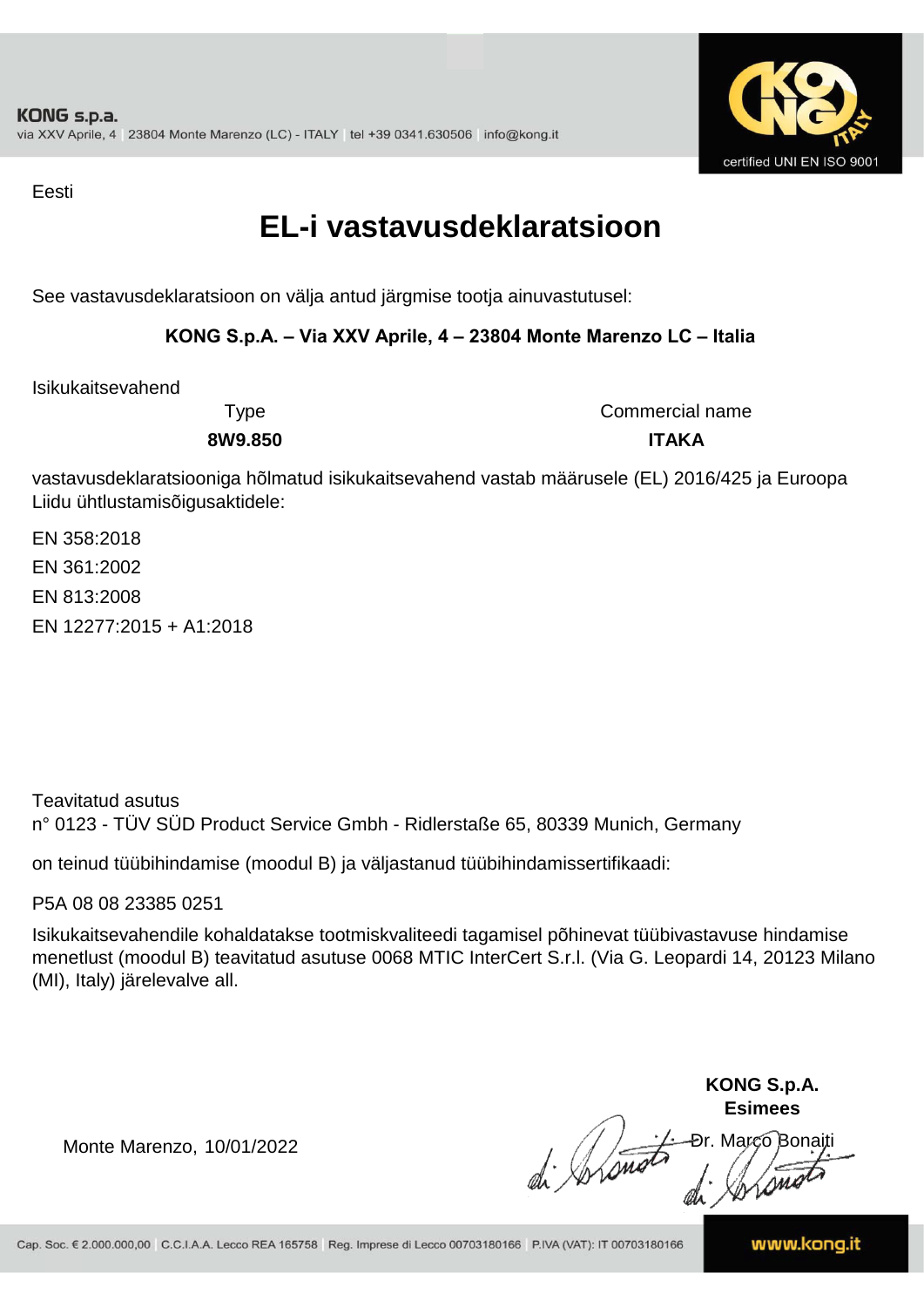Eesti

# EL-i vastavusdeklaratsioon

See vastavusdeklaratsioon on välja antud järgmise tootja ainuvastutusel:

**KONG S.p.A. – Via XXV Aprile, 4 – 23804 Monte Marenzo LC – Italia**

Isikukaitsevahend

| Type | Commercial name |
|---|---|
| **8W9.850** | **ITAKA** |

vastavusdeklaratsiooniga hõlmatud isikukaitsevahend vastab määrusele (EL) 2016/425 ja Euroopa Liidu ühtlustamisõigusaktidele:

EN 358:2018

EN 361:2002

EN 813:2008

EN 12277:2015 + A1:2018

Teavitatud asutus
n° 0123 - TÜV SÜD Product Service Gmbh - Ridlerstaße 65, 80339 Munich, Germany

on teinud tüübihindamise (moodul B) ja väljastanud tüübihindamissertifikaadi:

P5A 08 08 23385 0251

Isikukaitsevahendile kohaldatakse tootmiskvaliteedi tagamisel põhinevat tüübivastavuse hindamise menetlust (moodul B) teavitatud asutuse 0068 MTIC InterCert S.r.l. (Via G. Leopardi 14, 20123 Milano (MI), Italy) järelevalve all.

Monte Marenzo, 10/01/2022

**KONG S.p.A.**
**Esimees**
Dr. Marco Bonaiti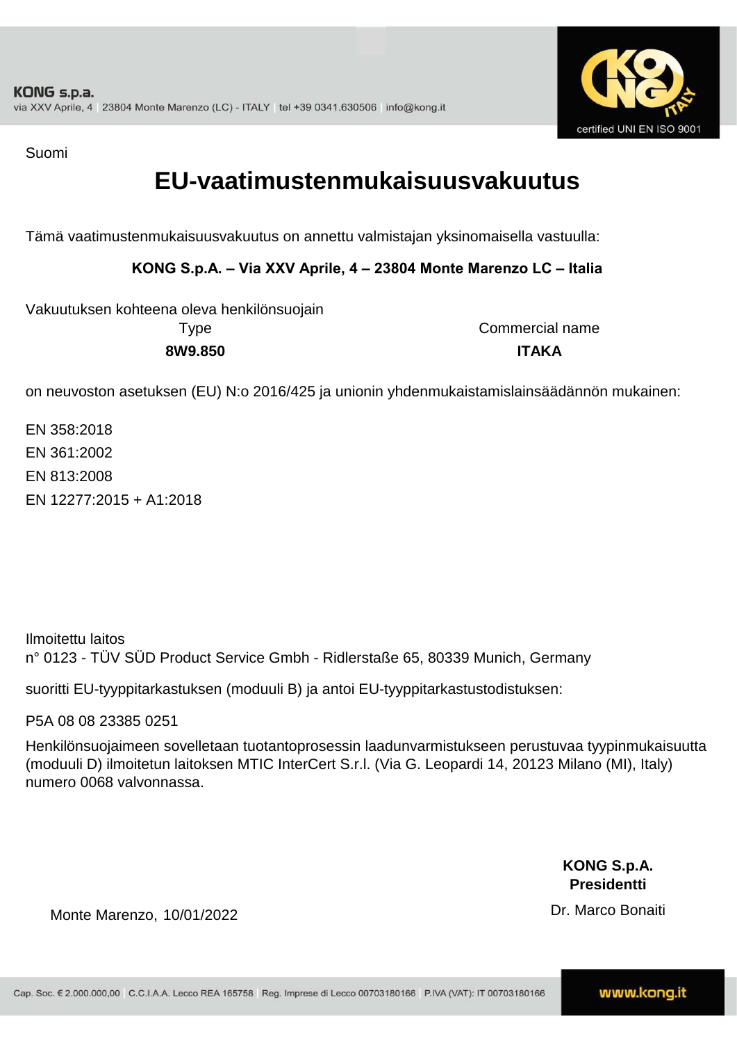Suomi

# EU-vaatimustenmukaisuusvakuutus

Tämä vaatimustenmukaisuusvakuutus on annettu valmistajan yksinomaisella vastuulla:

**KONG S.p.A. – Via XXV Aprile, 4 – 23804 Monte Marenzo LC – Italia**

Vakuutuksen kohteena oleva henkilönsuojain

| Type | Commercial name |
| --- | --- |
| **8W9.850** | **ITAKA** |

on neuvoston asetuksen (EU) N:o 2016/425 ja unionin yhdenmukaistamislainsäädännön mukainen:

EN 358:2018
EN 361:2002
EN 813:2008
EN 12277:2015 + A1:2018

Ilmoitettu laitos
n° 0123 - TÜV SÜD Product Service Gmbh - Ridlerstaße 65, 80339 Munich, Germany

suoritti EU-tyyppitarkastuksen (moduuli B) ja antoi EU-tyyppitarkastustodistuksen:

P5A 08 08 23385 0251

Henkilönsuojaimeen sovelletaan tuotantoprosessin laadunvarmistukseen perustuvaa tyypinmukaisuutta (moduuli D) ilmoitetun laitoksen MTIC InterCert S.r.l. (Via G. Leopardi 14, 20123 Milano (MI), Italy) numero 0068 valvonnassa.

Monte Marenzo, 10/01/2022

**KONG S.p.A.**
**Presidentti**
Dr. Marco Bonaiti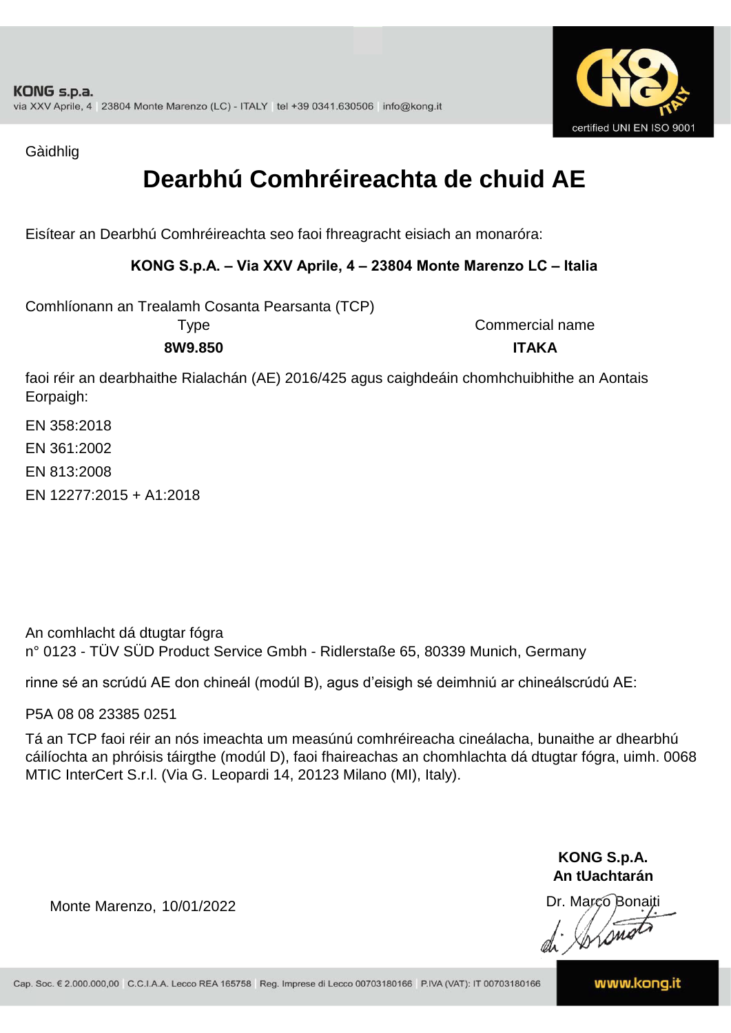KONG s.p.a.
via XXV Aprile, 4 | 23804 Monte Marenzo (LC) - ITALY | tel +39 0341.630506 | info@kong.it

certified UNI EN ISO 9001

Gàidhlig

# Dearbhú Comhréireachta de chuid AE

Eisítear an Dearbhú Comhréireachta seo faoi fhreagracht eisiach an monaróra:

**KONG S.p.A. – Via XXV Aprile, 4 – 23804 Monte Marenzo LC – Italia**

Comhlíonann an Trealamh Cosanta Pearsanta (TCP)

| Type | Commercial name |
|---|---|
| **8W9.850** | **ITAKA** |

faoi réir an dearbhaithe Rialachán (AE) 2016/425 agus caighdeáin chomhchuibhithe an Aontais Eorpaigh:

EN 358:2018
EN 361:2002
EN 813:2008
EN 12277:2015 + A1:2018

An comhlacht dá dtugtar fógra
n° 0123 - TÜV SÜD Product Service Gmbh - Ridlerstaße 65, 80339 Munich, Germany

rinne sé an scrúdú AE don chineál (modúl B), agus d’eisigh sé deimhniú ar chineálscrúdú AE:

P5A 08 08 23385 0251

Tá an TCP faoi réir an nós imeachta um measúnú comhréireacha cineálacha, bunaithe ar dhearbhú cáilíochta an phróisis táirgthe (modúl D), faoi fhaireachas an chomhlachta dá dtugtar fógra, uimh. 0068 MTIC InterCert S.r.l. (Via G. Leopardi 14, 20123 Milano (MI), Italy).

Monte Marenzo, 10/01/2022

**KONG S.p.A.**
**An tUachtarán**
Dr. Marco Bonaiti

Cap. Soc. € 2.000.000,00 | C.C.I.A.A. Lecco REA 165758 | Reg. Imprese di Lecco 00703180166 | P.IVA (VAT): IT 00703180166

www.kong.it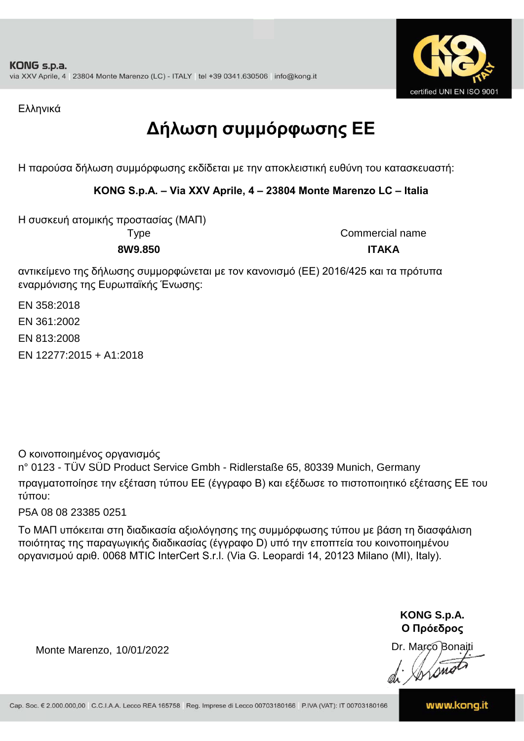KONG s.p.a.
via XXV Aprile, 4 | 23804 Monte Marenzo (LC) - ITALY | tel +39 0341.630506 | info@kong.it

certified UNI EN ISO 9001

Ελληνικά

# Δήλωση συμμόρφωσης ΕΕ

Η παρούσα δήλωση συμμόρφωσης εκδίδεται με την αποκλειστική ευθύνη του κατασκευαστή:

**KONG S.p.A. – Via XXV Aprile, 4 – 23804 Monte Marenzo LC – Italia**

Η συσκευή ατομικής προστασίας (ΜΑΠ)

| Type | Commercial name |
| --- | --- |
| **8W9.850** | **ITAKA** |

αντικείμενο της δήλωσης συμμορφώνεται με τον κανονισμό (ΕΕ) 2016/425 και τα πρότυπα εναρμόνισης της Ευρωπαϊκής Ένωσης:

EN 358:2018

EN 361:2002

EN 813:2008

EN 12277:2015 + A1:2018

Ο κοινοποιημένος οργανισμός
n° 0123 - TÜV SÜD Product Service Gmbh - Ridlerstaße 65, 80339 Munich, Germany
πραγματοποίησε την εξέταση τύπου ΕΕ (έγγραφο B) και εξέδωσε το πιστοποιητικό εξέτασης ΕΕ του τύπου:

P5A 08 08 23385 0251

Το ΜΑΠ υπόκειται στη διαδικασία αξιολόγησης της συμμόρφωσης τύπου με βάση τη διασφάλιση ποιότητας της παραγωγικής διαδικασίας (έγγραφο D) υπό την εποπτεία του κοινοποιημένου οργανισμού αριθ. 0068 MTIC InterCert S.r.l. (Via G. Leopardi 14, 20123 Milano (MI), Italy).

**KONG S.p.A.**
**Ο Πρόεδρος**

Monte Marenzo, 10/01/2022

Dr. Marco Bonaiti

Cap. Soc. € 2.000.000,00 | C.C.I.A.A. Lecco REA 165758 | Reg. Imprese di Lecco 00703180166 | P.IVA (VAT): IT 00703180166

www.kong.it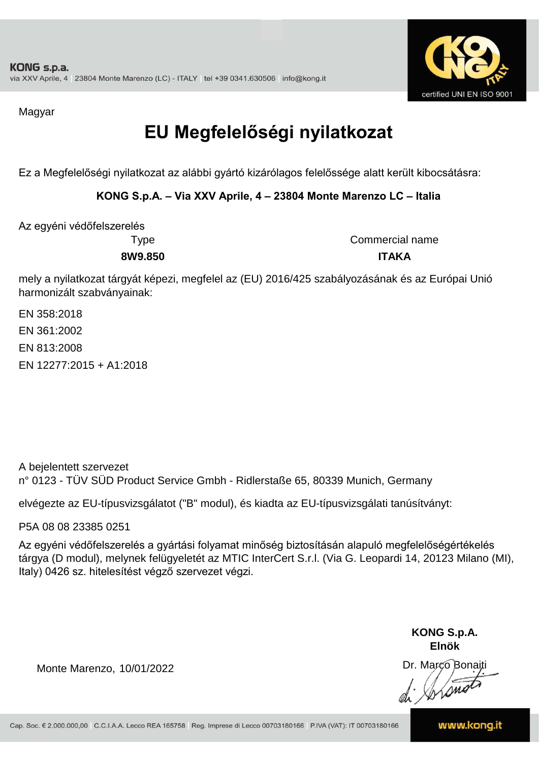KONG s.p.a.
via XXV Aprile, 4 | 23804 Monte Marenzo (LC) - ITALY | tel +39 0341.630506 | info@kong.it

certified UNI EN ISO 9001

Magyar

# EU Megfelelőségi nyilatkozat

Ez a Megfelelőségi nyilatkozat az alábbi gyártó kizárólagos felelőssége alatt került kibocsátásra:

**KONG S.p.A. – Via XXV Aprile, 4 – 23804 Monte Marenzo LC – Italia**

Az egyéni védőfelszerelés

| Type | Commercial name |
|---|---|
| **8W9.850** | **ITAKA** |

mely a nyilatkozat tárgyát képezi, megfelel az (EU) 2016/425 szabályozásának és az Európai Unió harmonizált szabványainak:

EN 358:2018
EN 361:2002
EN 813:2008
EN 12277:2015 + A1:2018

A bejelentett szervezet
n° 0123 - TÜV SÜD Product Service Gmbh - Ridlerstaße 65, 80339 Munich, Germany

elvégezte az EU-típusvizsgálatot ("B" modul), és kiadta az EU-típusvizsgálati tanúsítványt:

P5A 08 08 23385 0251

Az egyéni védőfelszerelés a gyártási folyamat minőség biztosításán alapuló megfelelőségértékelés tárgya (D modul), melynek felügyeletét az MTIC InterCert S.r.l. (Via G. Leopardi 14, 20123 Milano (MI), Italy) 0426 sz. hitelesítést végző szervezet végzi.

Monte Marenzo, 10/01/2022

**KONG S.p.A.**
**Elnök**
Dr. Marco Bonaiti

Cap. Soc. € 2.000.000,00 | C.C.I.A.A. Lecco REA 165758 | Reg. Imprese di Lecco 00703180166 | P.IVA (VAT): IT 00703180166

www.kong.it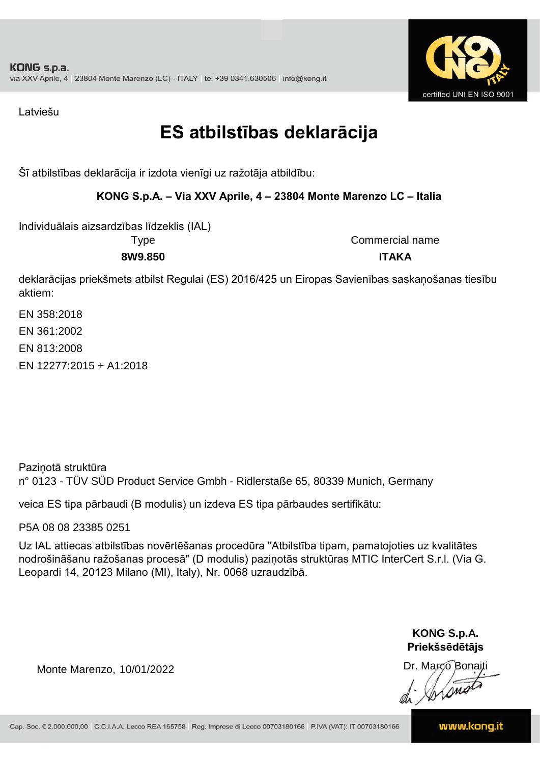Latviešu

# ES atbilstības deklarācija

Šī atbilstības deklarācija ir izdota vienīgi uz ražotāja atbildību:

**KONG S.p.A. – Via XXV Aprile, 4 – 23804 Monte Marenzo LC – Italia**

Individuālais aizsardzības līdzeklis (IAL)

| Type | Commercial name |
|---|---|
| **8W9.850** | **ITAKA** |

deklarācijas priekšmets atbilst Regulai (ES) 2016/425 un Eiropas Savienības saskaņošanas tiesību aktiem:

EN 358:2018

EN 361:2002

EN 813:2008

EN 12277:2015 + A1:2018

Paziņotā struktūra
n° 0123 - TÜV SÜD Product Service Gmbh - Ridlerstaße 65, 80339 Munich, Germany

veica ES tipa pārbaudi (B modulis) un izdeva ES tipa pārbaudes sertifikātu:

P5A 08 08 23385 0251

Uz IAL attiecas atbilstības novērtēšanas procedūra "Atbilstība tipam, pamatojoties uz kvalitātes nodrošināšanu ražošanas procesā" (D modulis) paziņotās struktūras MTIC InterCert S.r.l. (Via G. Leopardi 14, 20123 Milano (MI), Italy), Nr. 0068 uzraudzībā.

Monte Marenzo, 10/01/2022

**KONG S.p.A.**
**Priekšsēdētājs**
Dr. Marco Bonaiti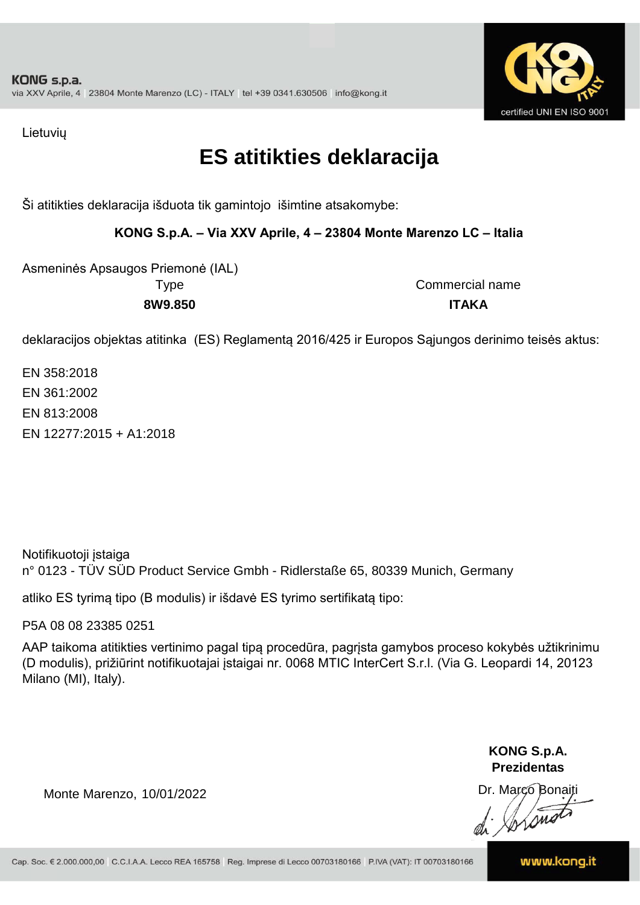Lietuvių

# ES atitikties deklaracija

Ši atitikties deklaracija išduota tik gamintojo išimtine atsakomybe:

**KONG S.p.A. – Via XXV Aprile, 4 – 23804 Monte Marenzo LC – Italia**

Asmeninės Apsaugos Priemonė (IAL)

| Type | Commercial name |
|---|---|
| **8W9.850** | **ITAKA** |

deklaracijos objektas atitinka (ES) Reglamentą 2016/425 ir Europos Sąjungos derinimo teisės aktus:

EN 358:2018
EN 361:2002
EN 813:2008
EN 12277:2015 + A1:2018

Notifikuotoji įstaiga
n° 0123 - TÜV SÜD Product Service Gmbh - Ridlerstaße 65, 80339 Munich, Germany

atliko ES tyrimą tipo (B modulis) ir išdavė ES tyrimo sertifikatą tipo:

P5A 08 08 23385 0251

AAP taikoma atitikties vertinimo pagal tipą procedūra, pagrįsta gamybos proceso kokybės užtikrinimu (D modulis), prižiūrint notifikuotajai įstaigai nr. 0068 MTIC InterCert S.r.l. (Via G. Leopardi 14, 20123 Milano (MI), Italy).

**KONG S.p.A.**
**Prezidentas**

Monte Marenzo, 10/01/2022

Dr. Marco Bonaiti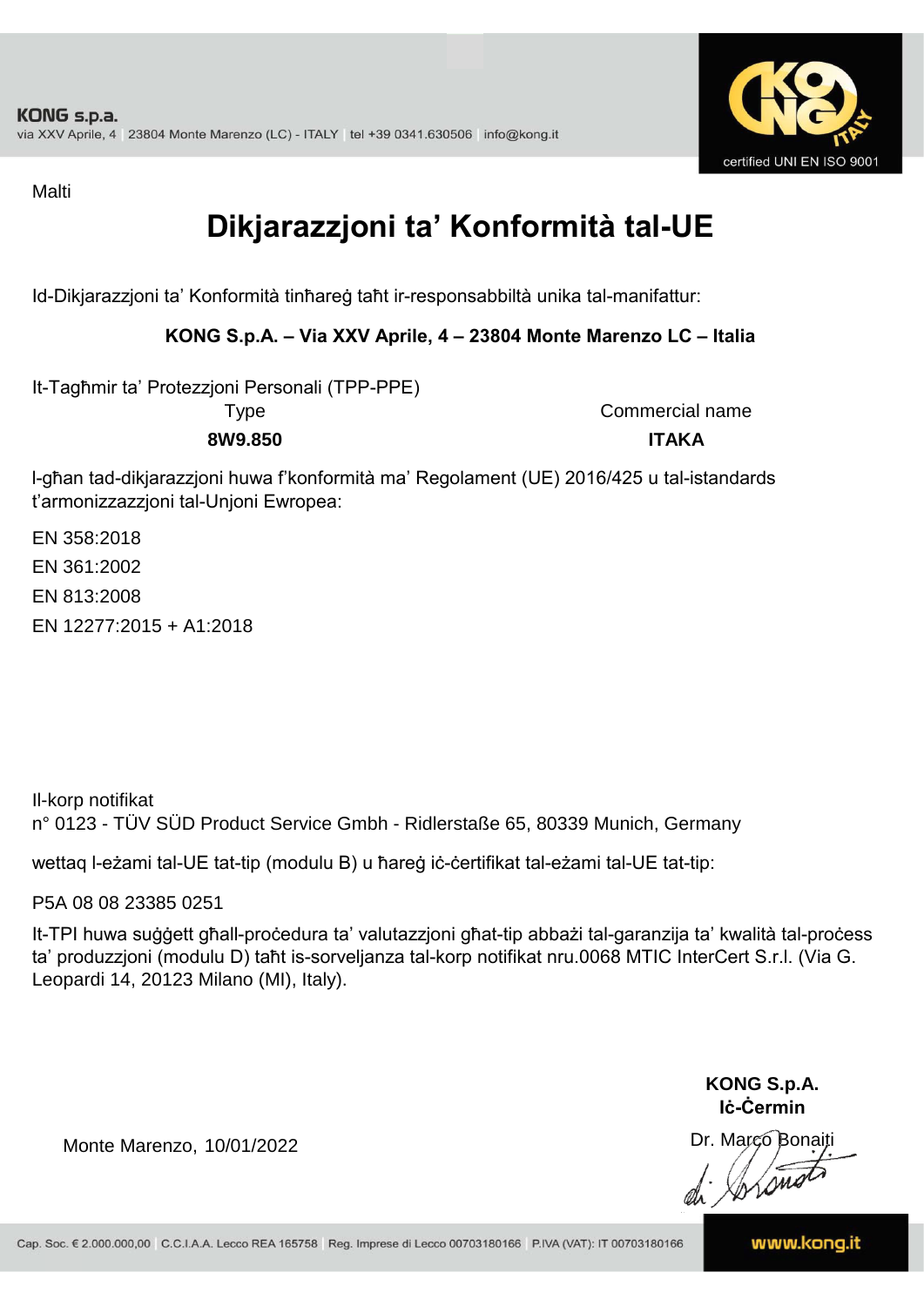Malti

# Dikjarazzjoni ta' Konformità tal-UE

Id-Dikjarazzjoni ta' Konformità tinħareġ taħt ir-responsabbiltà unika tal-manifattur:

**KONG S.p.A. – Via XXV Aprile, 4 – 23804 Monte Marenzo LC – Italia**

It-Tagħmir ta' Protezzjoni Personali (TPP-PPE)

| Type | Commercial name |
|---|---|
| **8W9.850** | **ITAKA** |

l-għan tad-dikjarazzjoni huwa f'konformità ma' Regolament (UE) 2016/425 u tal-istandards t'armonizzazzjoni tal-Unjoni Ewropea:

EN 358:2018
EN 361:2002
EN 813:2008
EN 12277:2015 + A1:2018

Il-korp notifikat
n° 0123 - TÜV SÜD Product Service Gmbh - Ridlerstaße 65, 80339 Munich, Germany

wettaq l-eżami tal-UE tat-tip (modulu B) u ħareġ iċ-ċertifikat tal-eżami tal-UE tat-tip:

P5A 08 08 23385 0251

It-TPI huwa suġġett għall-proċedura ta' valutazzjoni għat-tip abbażi tal-garanzija ta' kwalità tal-proċess ta' produzzjoni (modulu D) taħt is-sorveljanza tal-korp notifikat nru.0068 MTIC InterCert S.r.l. (Via G. Leopardi 14, 20123 Milano (MI), Italy).

Monte Marenzo, 10/01/2022

**KONG S.p.A.**
**Iċ-Ċermin**
Dr. Marco Bonaiti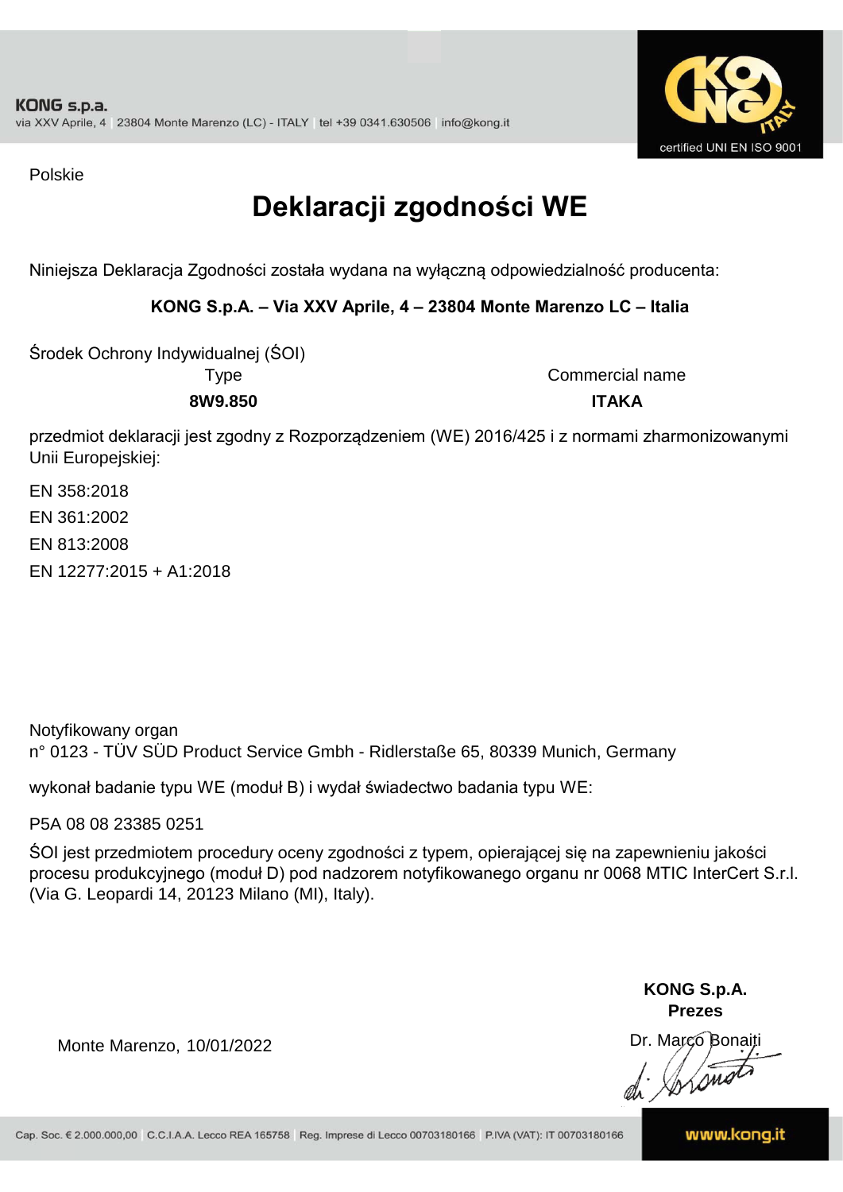KONG s.p.a.
via XXV Aprile, 4 | 23804 Monte Marenzo (LC) - ITALY | tel +39 0341.630506 | info@kong.it

certified UNI EN ISO 9001

Polskie

# Deklaracji zgodności WE

Niniejsza Deklaracja Zgodności została wydana na wyłączną odpowiedzialność producenta:

**KONG S.p.A. – Via XXV Aprile, 4 – 23804 Monte Marenzo LC – Italia**

Środek Ochrony Indywidualnej (ŚOI)

| Type | Commercial name |
| --- | --- |
| **8W9.850** | **ITAKA** |

przedmiot deklaracji jest zgodny z Rozporządzeniem (WE) 2016/425 i z normami zharmonizowanymi Unii Europejskiej:

EN 358:2018

EN 361:2002

EN 813:2008

EN 12277:2015 + A1:2018

Notyfikowany organ
n° 0123 - TÜV SÜD Product Service Gmbh - Ridlerstaße 65, 80339 Munich, Germany

wykonał badanie typu WE (moduł B) i wydał świadectwo badania typu WE:

P5A 08 08 23385 0251

ŚOI jest przedmiotem procedury oceny zgodności z typem, opierającej się na zapewnieniu jakości procesu produkcyjnego (moduł D) pod nadzorem notyfikowanego organu nr 0068 MTIC InterCert S.r.l. (Via G. Leopardi 14, 20123 Milano (MI), Italy).

Monte Marenzo, 10/01/2022

**KONG S.p.A.**
**Prezes**
Dr. Marco Bonaiti

Cap. Soc. € 2.000.000,00 | C.C.I.A.A. Lecco REA 165758 | Reg. Imprese di Lecco 00703180166 | P.IVA (VAT): IT 00703180166

www.kong.it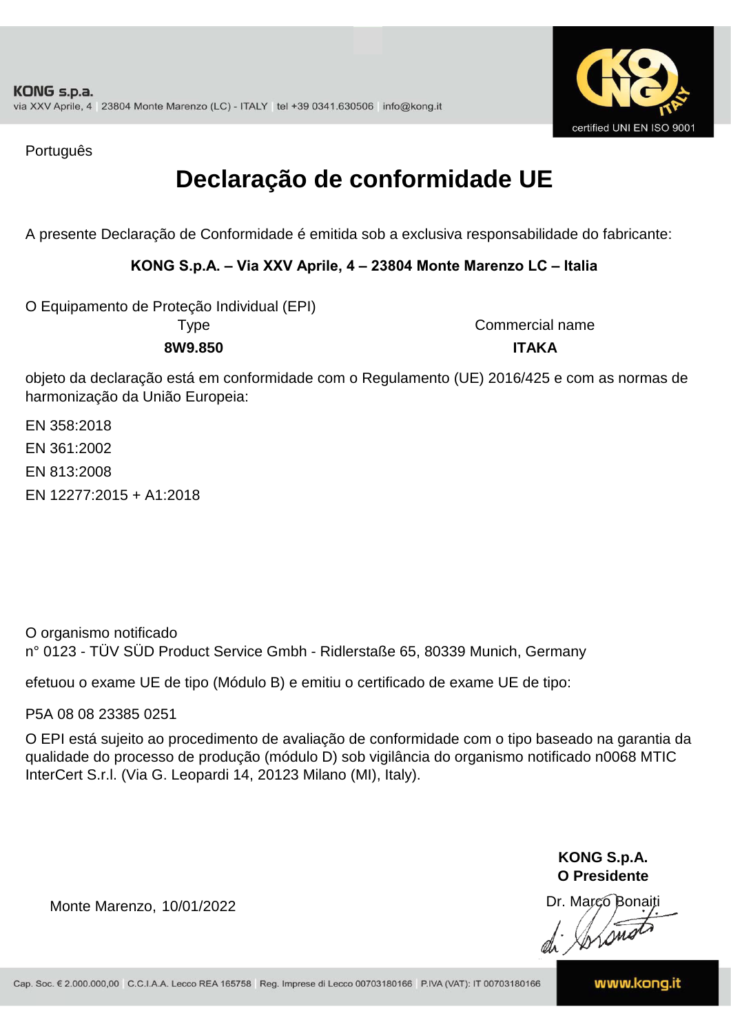Português

# Declaração de conformidade UE

A presente Declaração de Conformidade é emitida sob a exclusiva responsabilidade do fabricante:

**KONG S.p.A. – Via XXV Aprile, 4 – 23804 Monte Marenzo LC – Italia**

O Equipamento de Proteção Individual (EPI)

| Type | Commercial name |
|---|---|
| **8W9.850** | **ITAKA** |

objeto da declaração está em conformidade com o Regulamento (UE) 2016/425 e com as normas de harmonização da União Europeia:

EN 358:2018

EN 361:2002

EN 813:2008

EN 12277:2015 + A1:2018

O organismo notificado
n° 0123 - TÜV SÜD Product Service Gmbh - Ridlerstaße 65, 80339 Munich, Germany

efetuou o exame UE de tipo (Módulo B) e emitiu o certificado de exame UE de tipo:

P5A 08 08 23385 0251

O EPI está sujeito ao procedimento de avaliação de conformidade com o tipo baseado na garantia da qualidade do processo de produção (módulo D) sob vigilância do organismo notificado n0068 MTIC InterCert S.r.l. (Via G. Leopardi 14, 20123 Milano (MI), Italy).

Monte Marenzo, 10/01/2022

**KONG S.p.A.**
**O Presidente**
Dr. Marco Bonaiti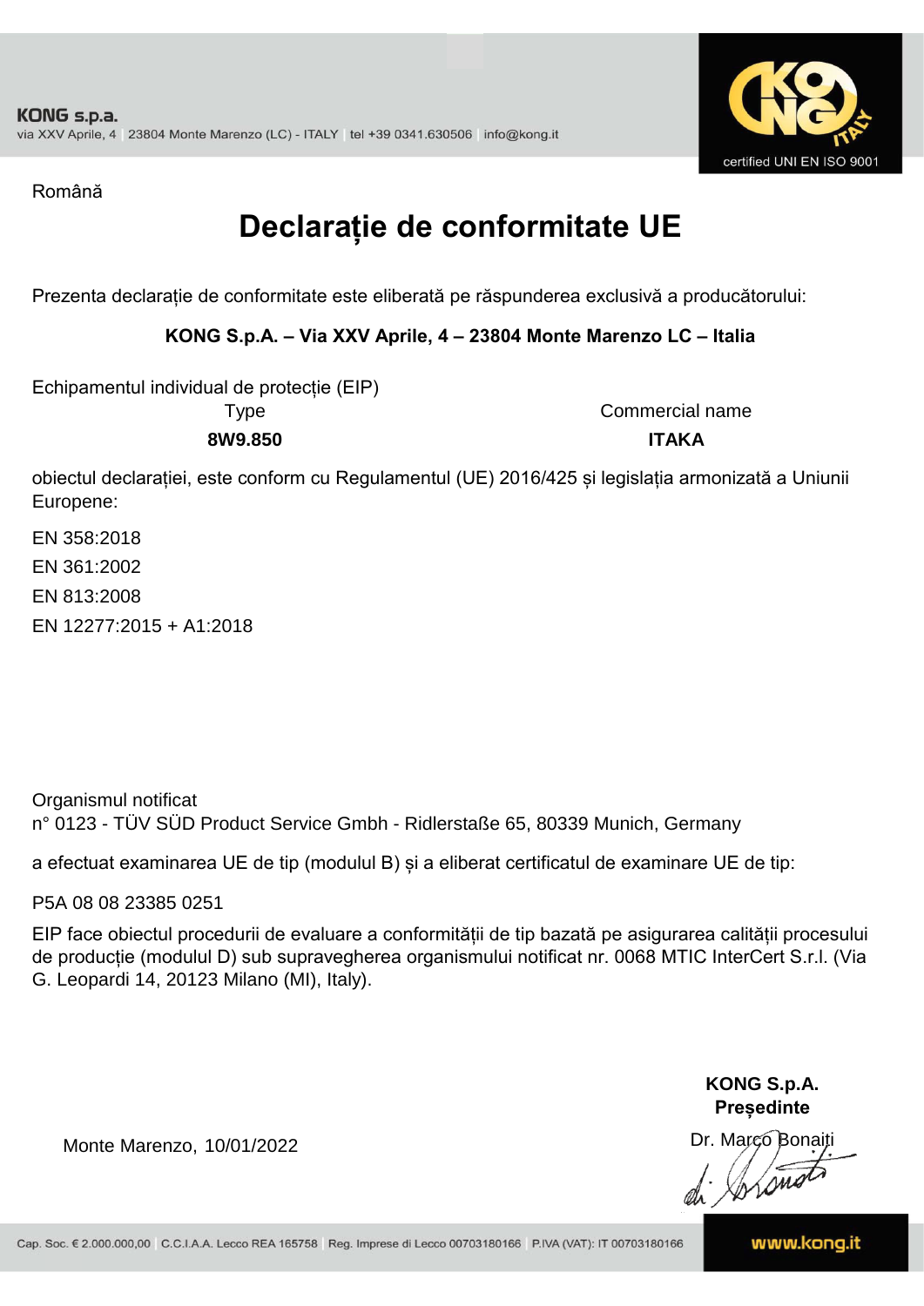Română

# Declarație de conformitate UE

Prezenta declarație de conformitate este eliberată pe răspunderea exclusivă a producătorului:

**KONG S.p.A. – Via XXV Aprile, 4 – 23804 Monte Marenzo LC – Italia**

Echipamentul individual de protecție (EIP)

| Type | Commercial name |
| --- | --- |
| **8W9.850** | **ITAKA** |

obiectul declarației, este conform cu Regulamentul (UE) 2016/425 și legislația armonizată a Uniunii Europene:

EN 358:2018

EN 361:2002

EN 813:2008

EN 12277:2015 + A1:2018

Organismul notificat
n° 0123 - TÜV SÜD Product Service Gmbh - Ridlerstaße 65, 80339 Munich, Germany

a efectuat examinarea UE de tip (modulul B) și a eliberat certificatul de examinare UE de tip:

P5A 08 08 23385 0251

EIP face obiectul procedurii de evaluare a conformității de tip bazată pe asigurarea calității procesului de producție (modulul D) sub supravegherea organismului notificat nr. 0068 MTIC InterCert S.r.l. (Via G. Leopardi 14, 20123 Milano (MI), Italy).

Monte Marenzo, 10/01/2022

**KONG S.p.A.**
**Președinte**
Dr. Marco Bonaiti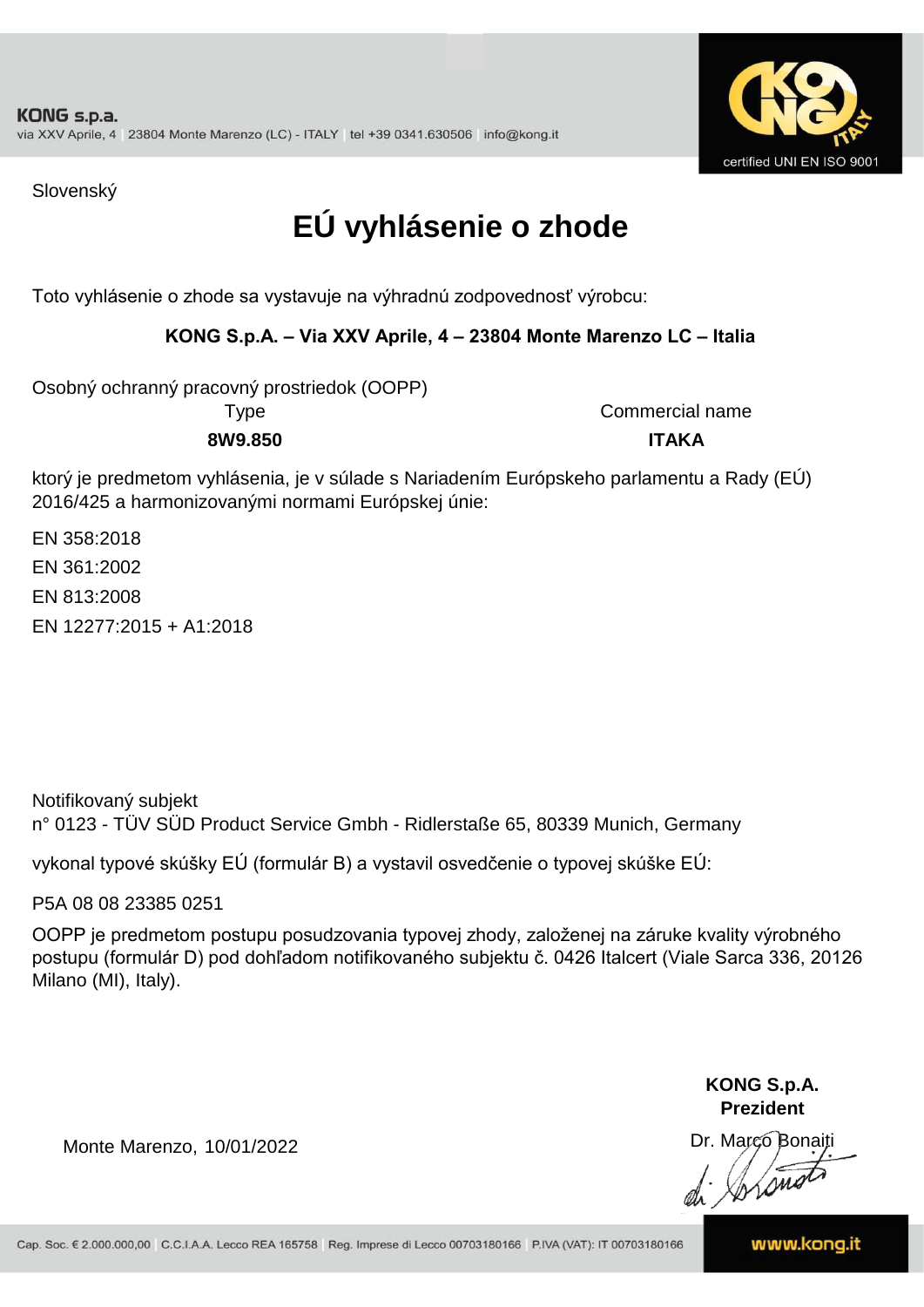KONG s.p.a.
via XXV Aprile, 4 | 23804 Monte Marenzo (LC) - ITALY | tel +39 0341.630506 | info@kong.it

certified UNI EN ISO 9001

Slovenský

# EÚ vyhlásenie o zhode

Toto vyhlásenie o zhode sa vystavuje na výhradnú zodpovednosť výrobcu:

**KONG S.p.A. – Via XXV Aprile, 4 – 23804 Monte Marenzo LC – Italia**

Osobný ochranný pracovný prostriedok (OOPP)

| Type | Commercial name |
| --- | --- |
| **8W9.850** | **ITAKA** |

ktorý je predmetom vyhlásenia, je v súlade s Nariadením Európskeho parlamentu a Rady (EÚ) 2016/425 a harmonizovanými normami Európskej únie:

EN 358:2018

EN 361:2002

EN 813:2008

EN 12277:2015 + A1:2018

Notifikovaný subjekt
n° 0123 - TÜV SÜD Product Service Gmbh - Ridlerstaße 65, 80339 Munich, Germany

vykonal typové skúšky EÚ (formulár B) a vystavil osvedčenie o typovej skúške EÚ:

P5A 08 08 23385 0251

OOPP je predmetom postupu posudzovania typovej zhody, založenej na záruke kvality výrobného postupu (formulár D) pod dohľadom notifikovaného subjektu č. 0426 Italcert (Viale Sarca 336, 20126 Milano (MI), Italy).

Monte Marenzo, 10/01/2022

**KONG S.p.A.**
**Prezident**
Dr. Marco Bonaiti

Cap. Soc. € 2.000.000,00 | C.C.I.A.A. Lecco REA 165758 | Reg. Imprese di Lecco 00703180166 | P.IVA (VAT): IT 00703180166

www.kong.it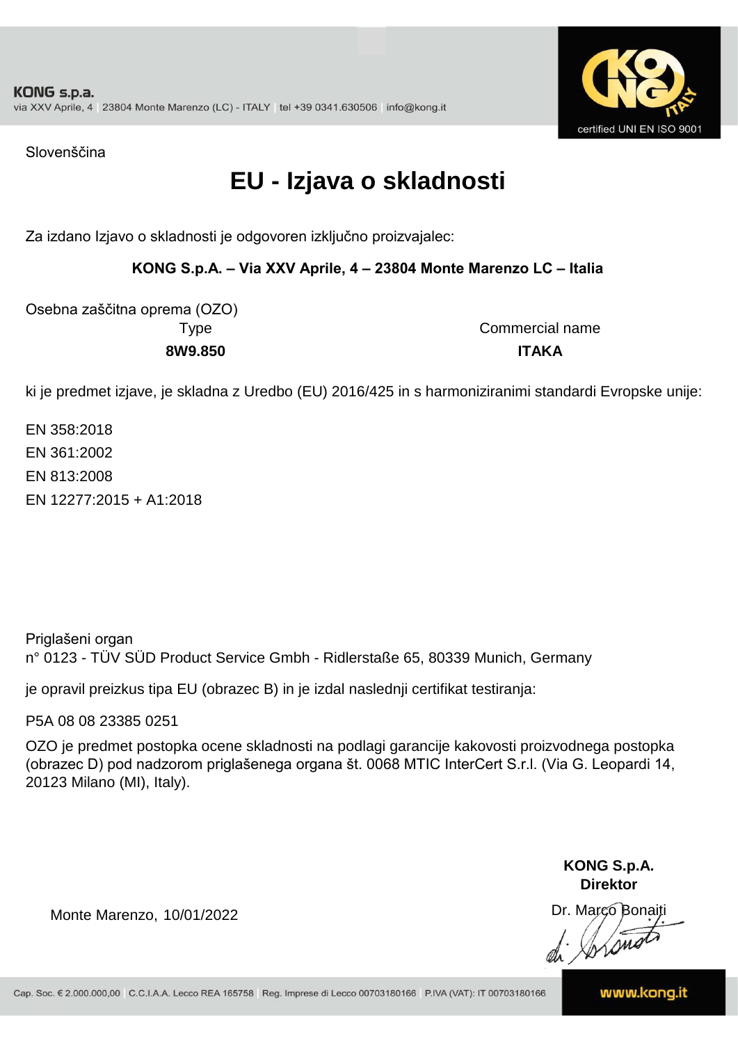Slovenščina

# EU - Izjava o skladnosti

Za izdano Izjavo o skladnosti je odgovoren izključno proizvajalec:

**KONG S.p.A. – Via XXV Aprile, 4 – 23804 Monte Marenzo LC – Italia**

Osebna zaščitna oprema (OZO)

| Type | Commercial name |
|---|---|
| **8W9.850** | **ITAKA** |

ki je predmet izjave, je skladna z Uredbo (EU) 2016/425 in s harmoniziranimi standardi Evropske unije:

EN 358:2018
EN 361:2002
EN 813:2008
EN 12277:2015 + A1:2018

Priglašeni organ
n° 0123 - TÜV SÜD Product Service Gmbh - Ridlerstaße 65, 80339 Munich, Germany

je opravil preizkus tipa EU (obrazec B) in je izdal naslednji certifikat testiranja:

P5A 08 08 23385 0251

OZO je predmet postopka ocene skladnosti na podlagi garancije kakovosti proizvodnega postopka (obrazec D) pod nadzorom priglašenega organa št. 0068 MTIC InterCert S.r.l. (Via G. Leopardi 14, 20123 Milano (MI), Italy).

Monte Marenzo, 10/01/2022

**KONG S.p.A.**
**Direktor**
Dr. Marco Bonaiti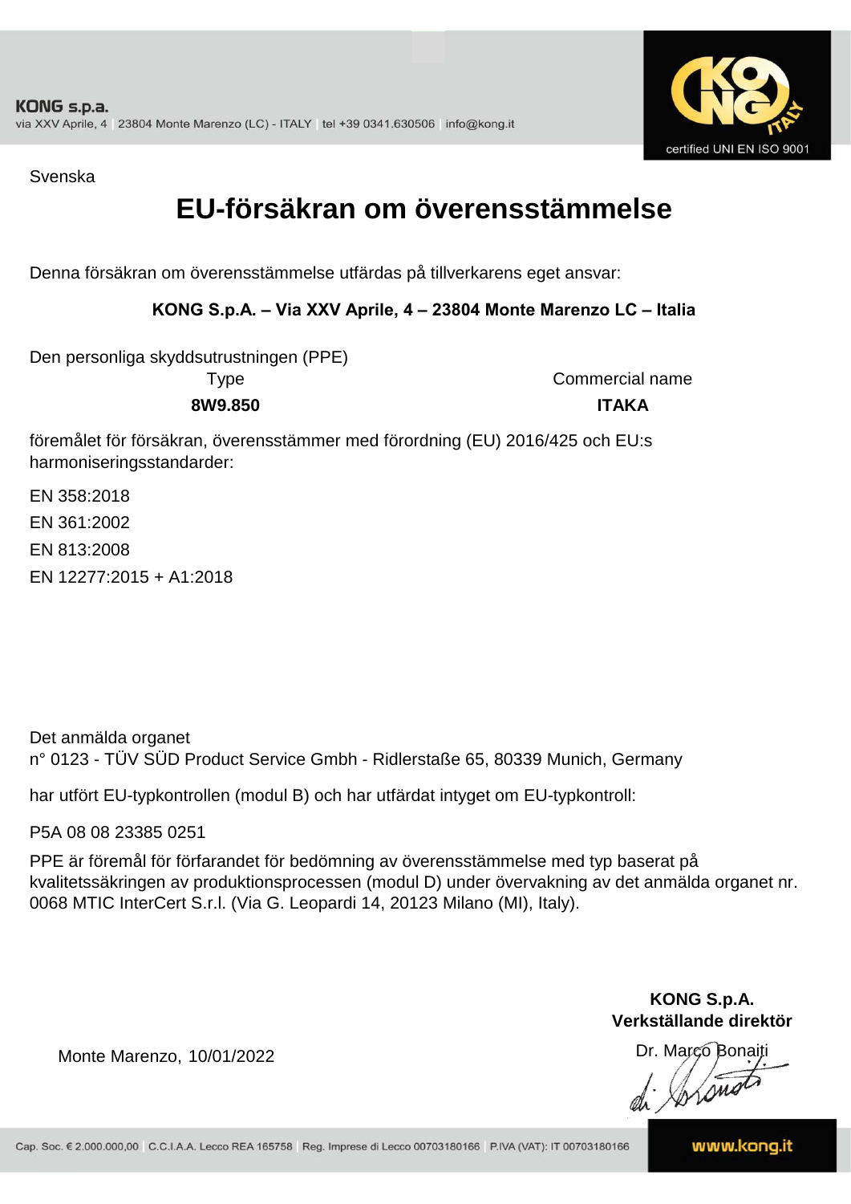Svenska

# EU-försäkran om överensstämmelse

Denna försäkran om överensstämmelse utfärdas på tillverkarens eget ansvar:

**KONG S.p.A. – Via XXV Aprile, 4 – 23804 Monte Marenzo LC – Italia**

Den personliga skyddsutrustningen (PPE)

| Type | Commercial name |
|---|---|
| **8W9.850** | **ITAKA** |

föremålet för försäkran, överensstämmer med förordning (EU) 2016/425 och EU:s harmoniseringsstandarder:

EN 358:2018

EN 361:2002

EN 813:2008

EN 12277:2015 + A1:2018

Det anmälda organet
n° 0123 - TÜV SÜD Product Service Gmbh - Ridlerstaße 65, 80339 Munich, Germany

har utfört EU-typkontrollen (modul B) och har utfärdat intyget om EU-typkontroll:

P5A 08 08 23385 0251

PPE är föremål för förfarandet för bedömning av överensstämmelse med typ baserat på kvalitetssäkringen av produktionsprocessen (modul D) under övervakning av det anmälda organet nr. 0068 MTIC InterCert S.r.l. (Via G. Leopardi 14, 20123 Milano (MI), Italy).

**KONG S.p.A.**
**Verkställande direktör**

Monte Marenzo, 10/01/2022

Dr. Marco Bonaiti